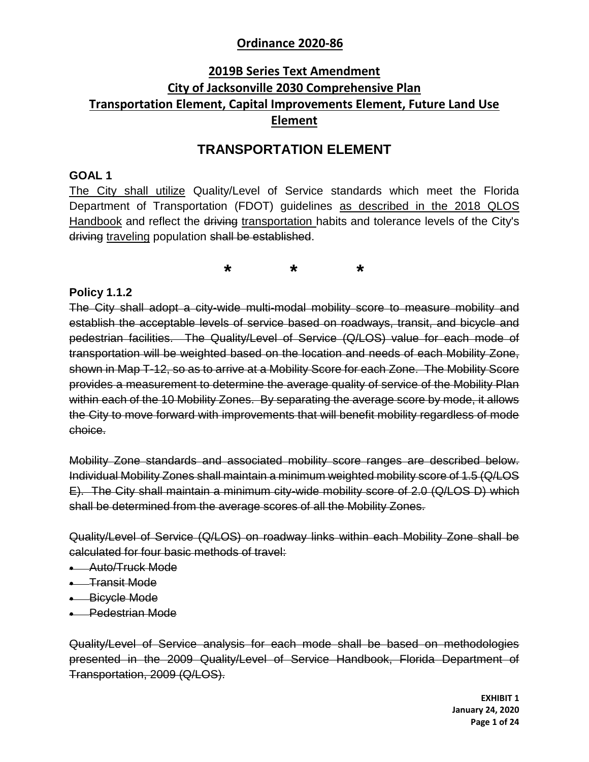# Ordinance 2020-86

## 2019B Series Text Amendment
## City of Jacksonville 2030 Comprehensive Plan
## Transportation Element, Capital Improvements Element, Future Land Use Element

## TRANSPORTATION ELEMENT

### GOAL 1

<u>The City shall utilize</u> Quality/Level of Service standards which meet the Florida Department of Transportation (FDOT) guidelines <u>as described in the 2018 QLOS Handbook</u> and reflect the ~~driving~~ <u>transportation</u> habits and tolerance levels of the City's ~~driving~~ <u>traveling</u> population ~~shall be established~~.

\* \* \*

### Policy 1.1.2

~~The City shall adopt a city-wide multi-modal mobility score to measure mobility and establish the acceptable levels of service based on roadways, transit, and bicycle and pedestrian facilities. The Quality/Level of Service (Q/LOS) value for each mode of transportation will be weighted based on the location and needs of each Mobility Zone, shown in Map T-12, so as to arrive at a Mobility Score for each Zone. The Mobility Score provides a measurement to determine the average quality of service of the Mobility Plan within each of the 10 Mobility Zones. By separating the average score by mode, it allows the City to move forward with improvements that will benefit mobility regardless of mode choice.~~

~~Mobility Zone standards and associated mobility score ranges are described below. Individual Mobility Zones shall maintain a minimum weighted mobility score of 1.5 (Q/LOS E). The City shall maintain a minimum city-wide mobility score of 2.0 (Q/LOS D) which shall be determined from the average scores of all the Mobility Zones.~~

~~Quality/Level of Service (Q/LOS) on roadway links within each Mobility Zone shall be calculated for four basic methods of travel:~~

- ~~Auto/Truck Mode~~
- ~~Transit Mode~~
- ~~Bicycle Mode~~
- ~~Pedestrian Mode~~

~~Quality/Level of Service analysis for each mode shall be based on methodologies presented in the 2009 Quality/Level of Service Handbook, Florida Department of Transportation, 2009 (Q/LOS).~~

**EXHIBIT 1**
**January 24, 2020**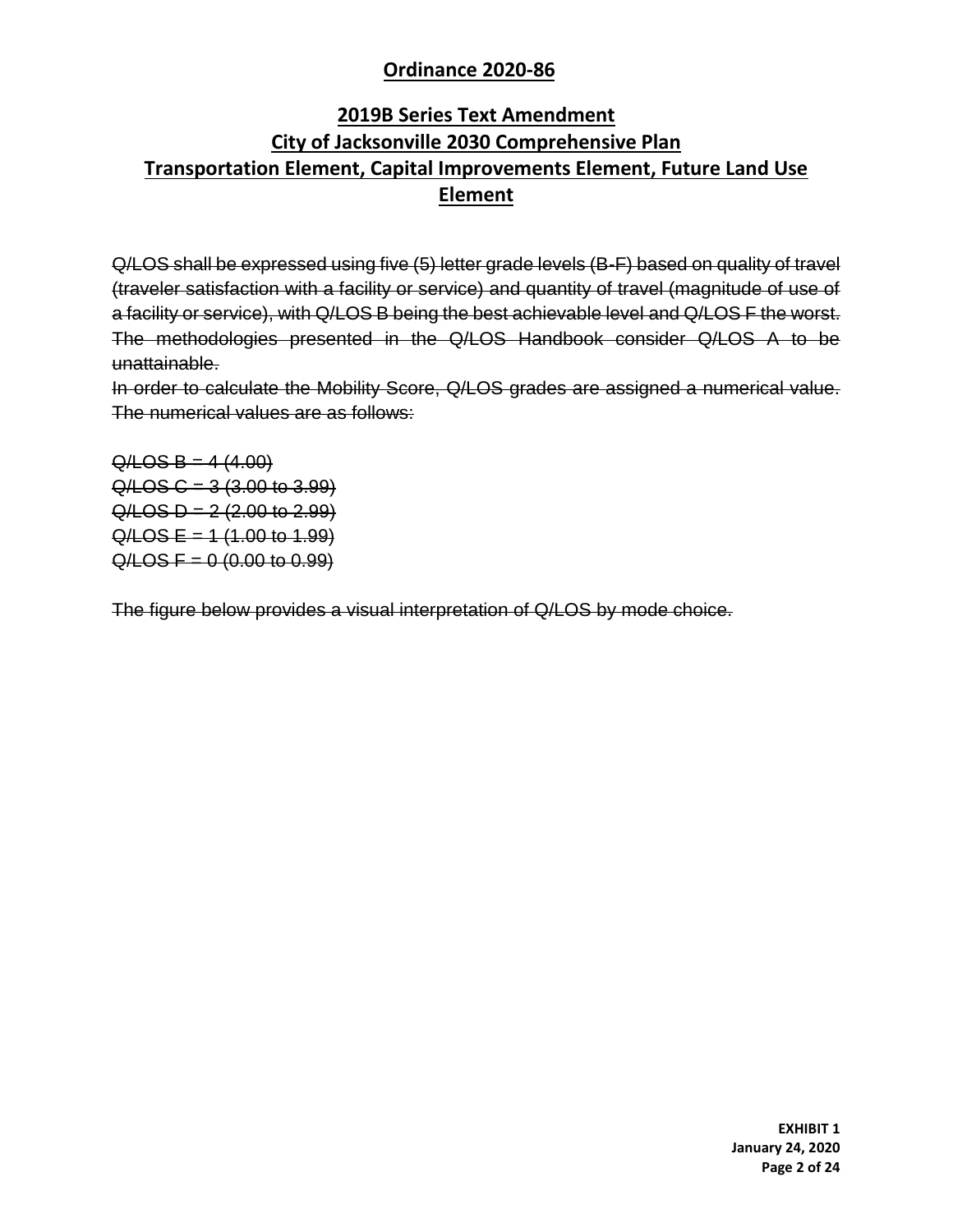## Ordinance 2020-86

## 2019B Series Text Amendment
## City of Jacksonville 2030 Comprehensive Plan
## Transportation Element, Capital Improvements Element, Future Land Use Element

~~Q/LOS shall be expressed using five (5) letter grade levels (B-F) based on quality of travel (traveler satisfaction with a facility or service) and quantity of travel (magnitude of use of a facility or service), with Q/LOS B being the best achievable level and Q/LOS F the worst. The methodologies presented in the Q/LOS Handbook consider Q/LOS A to be unattainable.~~
~~In order to calculate the Mobility Score, Q/LOS grades are assigned a numerical value. The numerical values are as follows:~~

~~Q/LOS B = 4 (4.00)~~
~~Q/LOS C = 3 (3.00 to 3.99)~~
~~Q/LOS D = 2 (2.00 to 2.99)~~
~~Q/LOS E = 1 (1.00 to 1.99)~~
~~Q/LOS F = 0 (0.00 to 0.99)~~

~~The figure below provides a visual interpretation of Q/LOS by mode choice.~~

**EXHIBIT 1**
**January 24, 2020**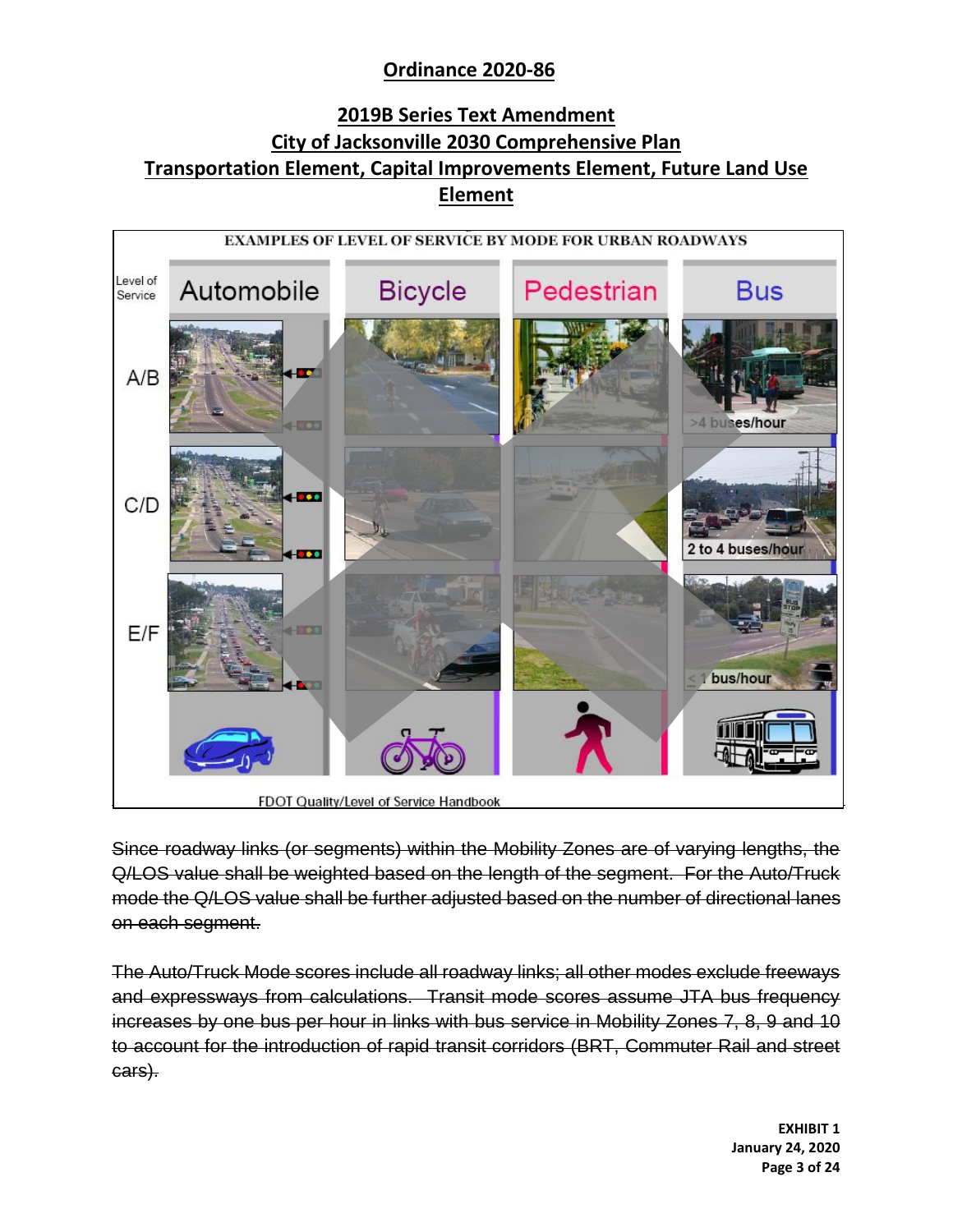**Ordinance 2020-86**

**2019B Series Text Amendment**
**City of Jacksonville 2030 Comprehensive Plan**
**Transportation Element, Capital Improvements Element, Future Land Use Element**

EXAMPLES OF LEVEL OF SERVICE BY MODE FOR URBAN ROADWAYS

| Level of Service | Automobile | Bicycle | Pedestrian | Bus |
|---|---|---|---|---|
| A/B | | | | >4 buses/hour |
| C/D | | | | 2 to 4 buses/hour |
| E/F | | | | < 1 bus/hour |

FDOT Quality/Level of Service Handbook

~~Since roadway links (or segments) within the Mobility Zones are of varying lengths, the Q/LOS value shall be weighted based on the length of the segment. For the Auto/Truck mode the Q/LOS value shall be further adjusted based on the number of directional lanes on each segment.~~

~~The Auto/Truck Mode scores include all roadway links; all other modes exclude freeways and expressways from calculations. Transit mode scores assume JTA bus frequency increases by one bus per hour in links with bus service in Mobility Zones 7, 8, 9 and 10 to account for the introduction of rapid transit corridors (BRT, Commuter Rail and street cars).~~

**EXHIBIT 1**
**January 24, 2020**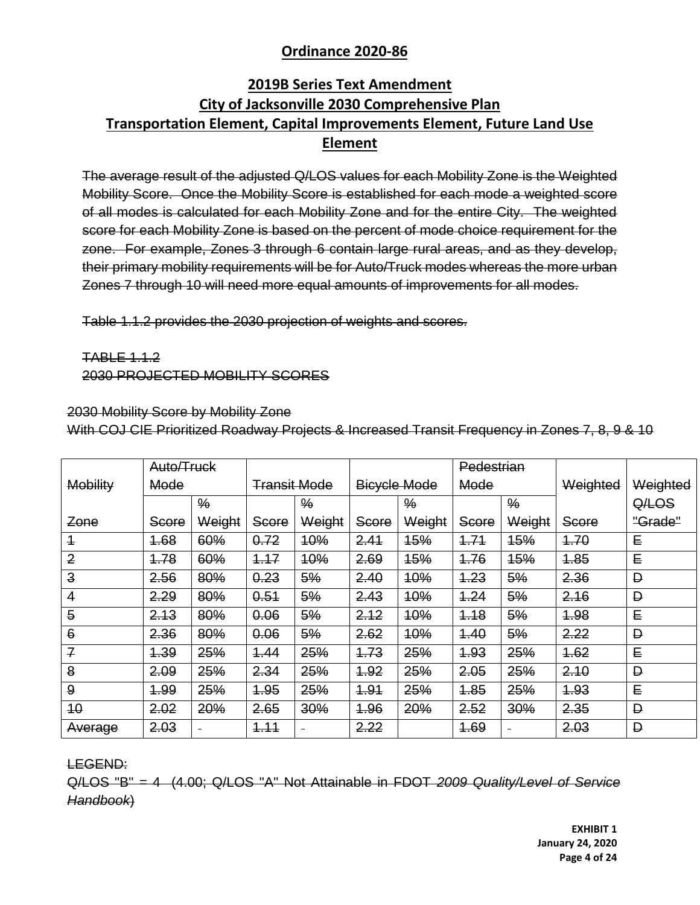## Ordinance 2020-86

## 2019B Series Text Amendment
## City of Jacksonville 2030 Comprehensive Plan
## Transportation Element, Capital Improvements Element, Future Land Use Element

~~The average result of the adjusted Q/LOS values for each Mobility Zone is the Weighted Mobility Score. Once the Mobility Score is established for each mode a weighted score of all modes is calculated for each Mobility Zone and for the entire City. The weighted score for each Mobility Zone is based on the percent of mode choice requirement for the zone. For example, Zones 3 through 6 contain large rural areas, and as they develop, their primary mobility requirements will be for Auto/Truck modes whereas the more urban Zones 7 through 10 will need more equal amounts of improvements for all modes.~~

~~Table 1.1.2 provides the 2030 projection of weights and scores.~~

~~TABLE 1.1.2~~
~~2030 PROJECTED MOBILITY SCORES~~

~~2030 Mobility Score by Mobility Zone~~
~~With COJ CIE Prioritized Roadway Projects & Increased Transit Frequency in Zones 7, 8, 9 & 10~~

| ~~Mobility~~ | ~~Auto/Truck Mode~~ | | ~~Transit Mode~~ | | ~~Bicycle Mode~~ | | ~~Pedestrian Mode~~ | | ~~Weighted~~ | ~~Weighted~~ |
|---|---|---|---|---|---|---|---|---|---|---|
| ~~Zone~~ | ~~Score~~ | ~~% Weight~~ | ~~Score~~ | ~~% Weight~~ | ~~Score~~ | ~~% Weight~~ | ~~Score~~ | ~~% Weight~~ | ~~Score~~ | ~~Q/LOS "Grade"~~ |
| ~~1~~ | ~~1.68~~ | ~~60%~~ | ~~0.72~~ | ~~10%~~ | ~~2.41~~ | ~~15%~~ | ~~1.71~~ | ~~15%~~ | ~~1.70~~ | ~~E~~ |
| ~~2~~ | ~~1.78~~ | ~~60%~~ | ~~1.17~~ | ~~10%~~ | ~~2.69~~ | ~~15%~~ | ~~1.76~~ | ~~15%~~ | ~~1.85~~ | ~~E~~ |
| ~~3~~ | ~~2.56~~ | ~~80%~~ | ~~0.23~~ | ~~5%~~ | ~~2.40~~ | ~~10%~~ | ~~1.23~~ | ~~5%~~ | ~~2.36~~ | ~~D~~ |
| ~~4~~ | ~~2.29~~ | ~~80%~~ | ~~0.51~~ | ~~5%~~ | ~~2.43~~ | ~~10%~~ | ~~1.24~~ | ~~5%~~ | ~~2.16~~ | ~~D~~ |
| ~~5~~ | ~~2.13~~ | ~~80%~~ | ~~0.06~~ | ~~5%~~ | ~~2.12~~ | ~~10%~~ | ~~1.18~~ | ~~5%~~ | ~~1.98~~ | ~~E~~ |
| ~~6~~ | ~~2.36~~ | ~~80%~~ | ~~0.06~~ | ~~5%~~ | ~~2.62~~ | ~~10%~~ | ~~1.40~~ | ~~5%~~ | ~~2.22~~ | ~~D~~ |
| ~~7~~ | ~~1.39~~ | ~~25%~~ | ~~1.44~~ | ~~25%~~ | ~~1.73~~ | ~~25%~~ | ~~1.93~~ | ~~25%~~ | ~~1.62~~ | ~~E~~ |
| ~~8~~ | ~~2.09~~ | ~~25%~~ | ~~2.34~~ | ~~25%~~ | ~~1.92~~ | ~~25%~~ | ~~2.05~~ | ~~25%~~ | ~~2.10~~ | ~~D~~ |
| ~~9~~ | ~~1.99~~ | ~~25%~~ | ~~1.95~~ | ~~25%~~ | ~~1.91~~ | ~~25%~~ | ~~1.85~~ | ~~25%~~ | ~~1.93~~ | ~~E~~ |
| ~~10~~ | ~~2.02~~ | ~~20%~~ | ~~2.65~~ | ~~30%~~ | ~~1.96~~ | ~~20%~~ | ~~2.52~~ | ~~30%~~ | ~~2.35~~ | ~~D~~ |
| ~~Average~~ | ~~2.03~~ | - | ~~1.11~~ | - | ~~2.22~~ | | ~~1.69~~ | - | ~~2.03~~ | ~~D~~ |

~~LEGEND:~~
~~Q/LOS "B" = 4 (4.00; Q/LOS "A" Not Attainable in FDOT *2009 Quality/Level of Service Handbook*)~~

**EXHIBIT 1**
**January 24, 2020**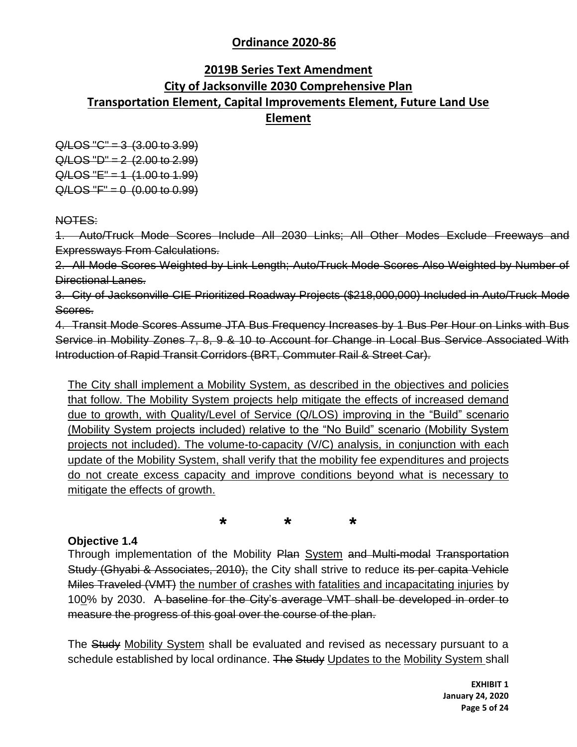## Ordinance 2020-86

## 2019B Series Text Amendment
## City of Jacksonville 2030 Comprehensive Plan
## Transportation Element, Capital Improvements Element, Future Land Use Element

~~Q/LOS "C" = 3 (3.00 to 3.99)~~
~~Q/LOS "D" = 2 (2.00 to 2.99)~~
~~Q/LOS "E" = 1 (1.00 to 1.99)~~
~~Q/LOS "F" = 0 (0.00 to 0.99)~~

~~NOTES:~~

~~1. Auto/Truck Mode Scores Include All 2030 Links; All Other Modes Exclude Freeways and Expressways From Calculations.~~

~~2. All Mode Scores Weighted by Link Length; Auto/Truck Mode Scores Also Weighted by Number of Directional Lanes.~~

~~3. City of Jacksonville CIE Prioritized Roadway Projects ($218,000,000) Included in Auto/Truck Mode Scores.~~

~~4. Transit Mode Scores Assume JTA Bus Frequency Increases by 1 Bus Per Hour on Links with Bus Service in Mobility Zones 7, 8, 9 & 10 to Account for Change in Local Bus Service Associated With Introduction of Rapid Transit Corridors (BRT, Commuter Rail & Street Car).~~

<u>The City shall implement a Mobility System, as described in the objectives and policies that follow. The Mobility System projects help mitigate the effects of increased demand due to growth, with Quality/Level of Service (Q/LOS) improving in the "Build" scenario (Mobility System projects included) relative to the "No Build" scenario (Mobility System projects not included). The volume-to-capacity (V/C) analysis, in conjunction with each update of the Mobility System, shall verify that the mobility fee expenditures and projects do not create excess capacity and improve conditions beyond what is necessary to mitigate the effects of growth.</u>

\* \* \*

**Objective 1.4**

Through implementation of the Mobility ~~Plan~~ <u>System</u> ~~and Multi-modal Transportation Study (Ghyabi & Associates, 2010),~~ the City shall strive to reduce ~~its per capita Vehicle Miles Traveled (VMT)~~ <u>the number of crashes with fatalities and incapacitating injuries</u> by 10<u>0</u>% by 2030. ~~A baseline for the City's average VMT shall be developed in order to measure the progress of this goal over the course of the plan.~~

The ~~Study~~ <u>Mobility System</u> shall be evaluated and revised as necessary pursuant to a schedule established by local ordinance. ~~The Study~~ <u>Updates to the</u> <u>Mobility System</u> shall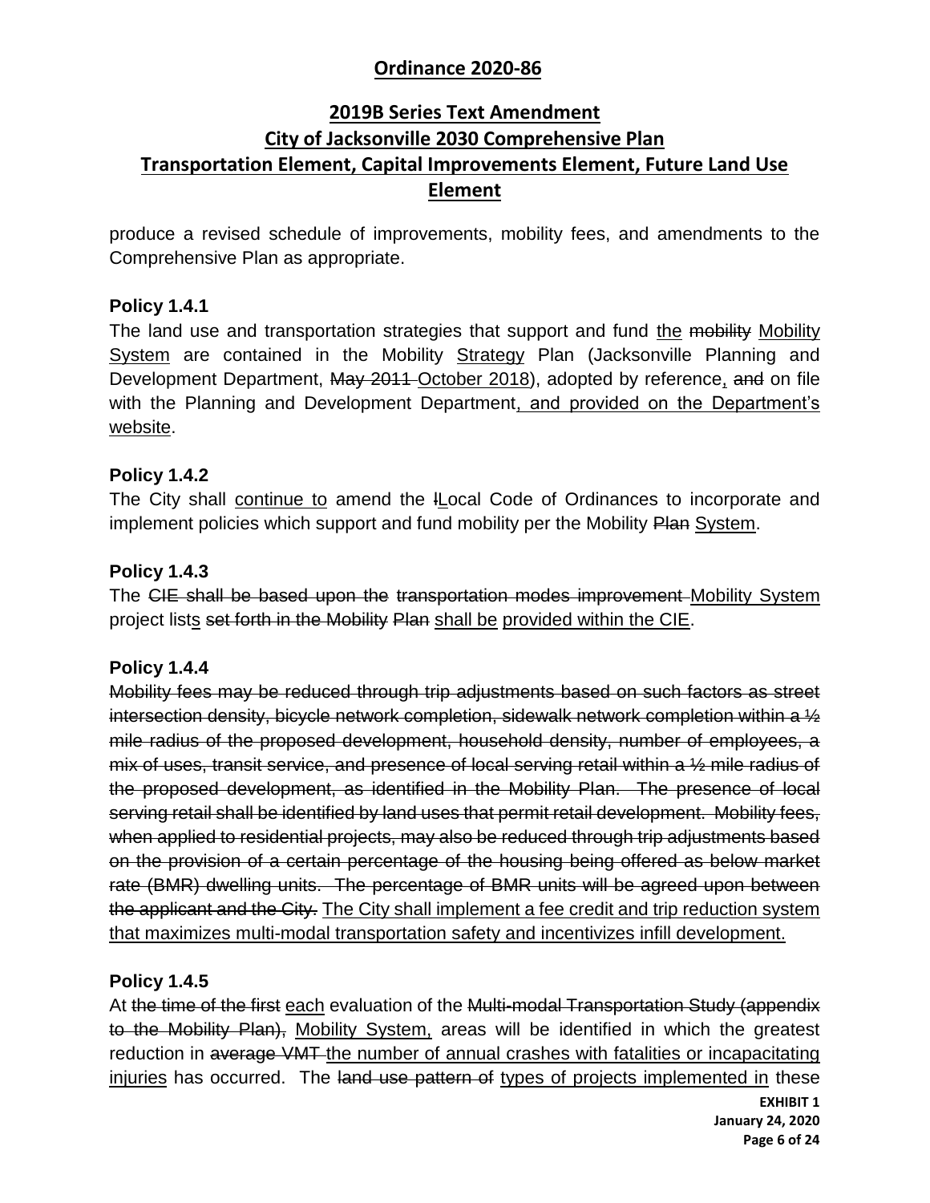produce a revised schedule of improvements, mobility fees, and amendments to the Comprehensive Plan as appropriate.

### Policy 1.4.1

The land use and transportation strategies that support and fund <u>the</u> ~~mobility~~ <u>Mobility System</u> are contained in the Mobility <u>Strategy</u> Plan (Jacksonville Planning and Development Department, ~~May 2011~~ <u>October 2018</u>), adopted by reference<u>,</u> ~~and~~ on file with the Planning and Development Department<u>, and provided on the Department's website</u>.

### Policy 1.4.2

The City shall <u>continue to</u> amend the ~~l~~<u>L</u>ocal Code of Ordinances to incorporate and implement policies which support and fund mobility per the Mobility ~~Plan~~ <u>System</u>.

### Policy 1.4.3

The ~~CIE shall be based upon the~~ ~~transportation modes improvement~~ <u>Mobility System</u> project list<u>s</u> ~~set forth in the Mobility~~ ~~Plan~~ <u>shall be</u> <u>provided within the CIE</u>.

### Policy 1.4.4

~~Mobility fees may be reduced through trip adjustments based on such factors as street intersection density, bicycle network completion, sidewalk network completion within a ½ mile radius of the proposed development, household density, number of employees, a mix of uses, transit service, and presence of local serving retail within a ½ mile radius of the proposed development, as identified in the Mobility Plan. The presence of local serving retail shall be identified by land uses that permit retail development. Mobility fees, when applied to residential projects, may also be reduced through trip adjustments based on the provision of a certain percentage of the housing being offered as below market rate (BMR) dwelling units. The percentage of BMR units will be agreed upon between the applicant and the City.~~ <u>The City shall implement a fee credit and trip reduction system that maximizes multi-modal transportation safety and incentivizes infill development.</u>

### Policy 1.4.5

At ~~the time of the first~~ <u>each</u> evaluation of the ~~Multi-modal Transportation Study (appendix to the Mobility Plan),~~ <u>Mobility System,</u> areas will be identified in which the greatest reduction in ~~average VMT~~ <u>the number of annual crashes with fatalities or incapacitating injuries</u> has occurred. The ~~land use pattern of~~ <u>types of projects implemented in</u> these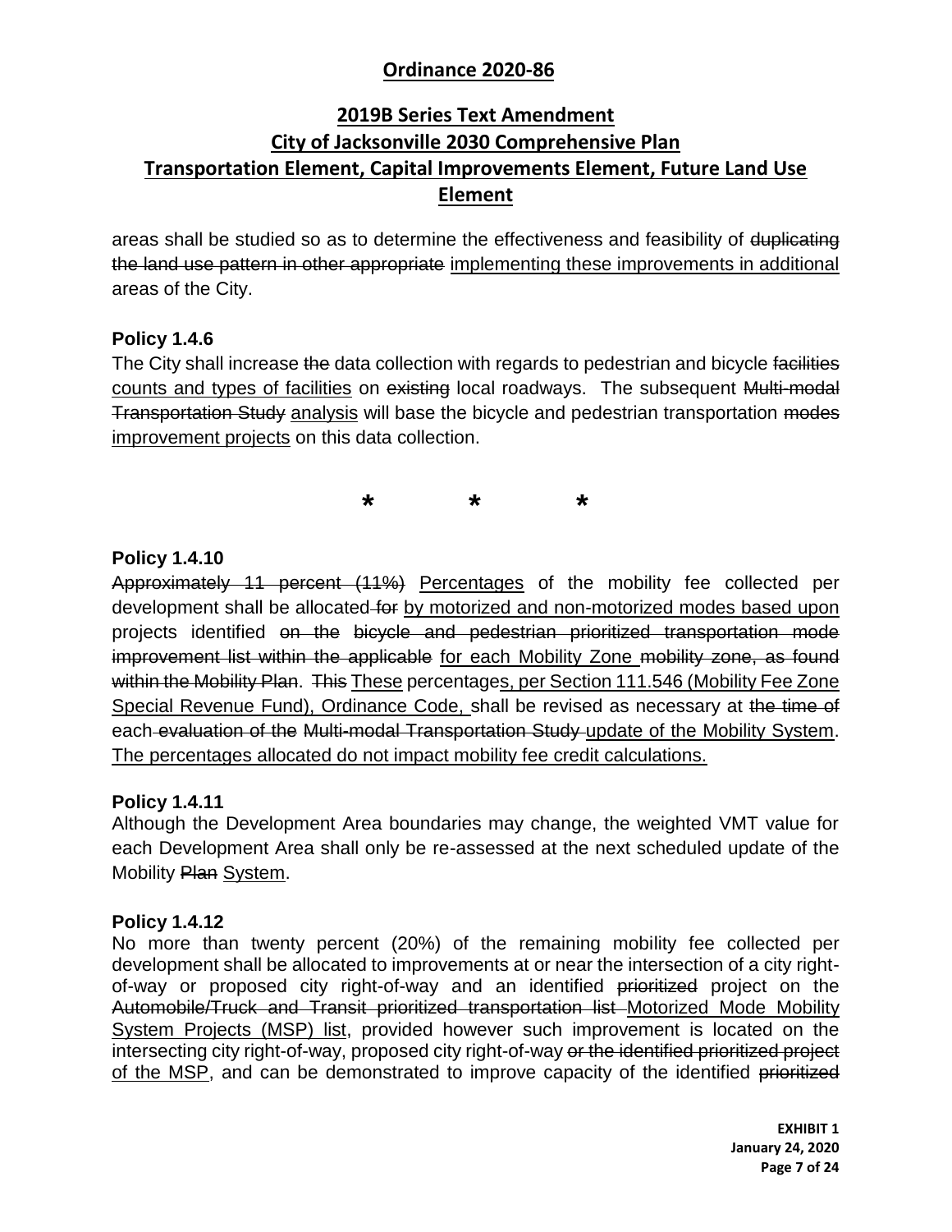areas shall be studied so as to determine the effectiveness and feasibility of ~~duplicating the land use pattern in other appropriate~~ <u>implementing these improvements in additional</u> areas of the City.

**Policy 1.4.6**

The City shall increase ~~the~~ data collection with regards to pedestrian and bicycle ~~facilities~~ <u>counts and types of facilities</u> on ~~existing~~ local roadways. The subsequent ~~Multi-modal Transportation Study~~ <u>analysis</u> will base the bicycle and pedestrian transportation ~~modes~~ <u>improvement projects</u> on this data collection.

\* \* \*

**Policy 1.4.10**

~~Approximately 11 percent (11%)~~ <u>Percentages</u> of the mobility fee collected per development shall be allocated ~~for~~ <u>by motorized and non-motorized modes based upon</u> projects identified ~~on the bicycle and pedestrian prioritized transportation mode improvement list within the applicable~~ <u>for each Mobility Zone</u> ~~mobility zone, as found within the Mobility Plan~~. ~~This~~ <u>These</u> percentage<u>s, per Section 111.546 (Mobility Fee Zone Special Revenue Fund), Ordinance Code,</u> shall be revised as necessary at ~~the time of~~ each ~~evaluation of the Multi-modal Transportation Study~~ <u>update of the Mobility System</u>. <u>The percentages allocated do not impact mobility fee credit calculations.</u>

**Policy 1.4.11**

Although the Development Area boundaries may change, the weighted VMT value for each Development Area shall only be re-assessed at the next scheduled update of the Mobility ~~Plan~~ <u>System</u>.

**Policy 1.4.12**

No more than twenty percent (20%) of the remaining mobility fee collected per development shall be allocated to improvements at or near the intersection of a city right-of-way or proposed city right-of-way and an identified ~~prioritized~~ project on the ~~Automobile/Truck and Transit prioritized transportation list~~ <u>Motorized Mode Mobility System Projects (MSP) list</u>, provided however such improvement is located on the intersecting city right-of-way, proposed city right-of-way ~~or the identified prioritized project~~ <u>of the MSP</u>, and can be demonstrated to improve capacity of the identified ~~prioritized~~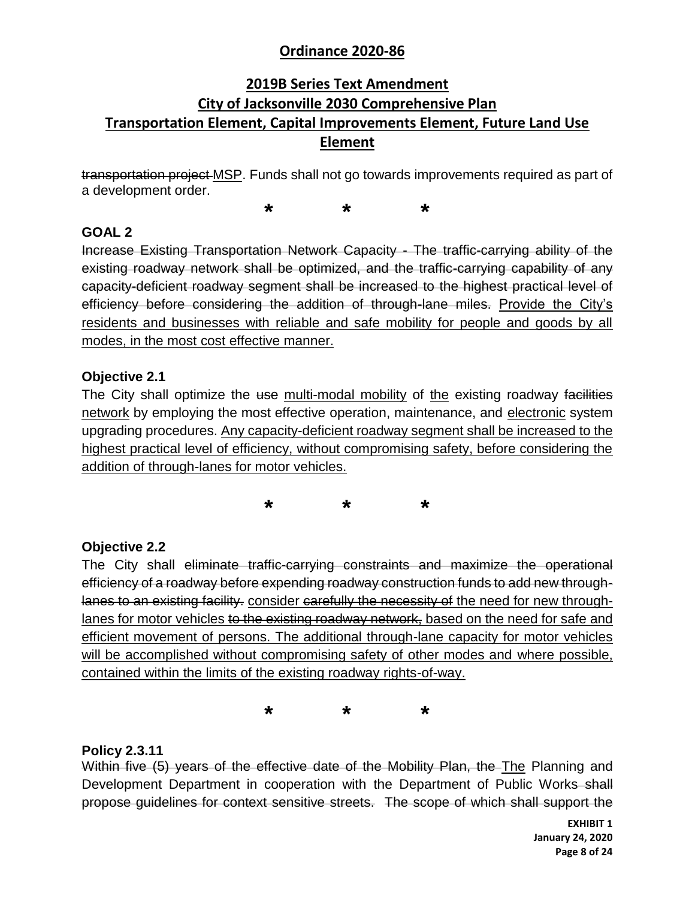~~transportation project~~ <u>MSP</u>. Funds shall not go towards improvements required as part of a development order.

\* \* \*

**GOAL 2**

~~Increase Existing Transportation Network Capacity - The traffic-carrying ability of the existing roadway network shall be optimized, and the traffic-carrying capability of any capacity-deficient roadway segment shall be increased to the highest practical level of efficiency before considering the addition of through-lane miles.~~ <u>Provide the City's residents and businesses with reliable and safe mobility for people and goods by all modes, in the most cost effective manner.</u>

**Objective 2.1**

The City shall optimize the ~~use~~ <u>multi-modal mobility</u> of <u>the</u> existing roadway ~~facilities~~ <u>network</u> by employing the most effective operation, maintenance, and <u>electronic</u> system upgrading procedures. <u>Any capacity-deficient roadway segment shall be increased to the highest practical level of efficiency, without compromising safety, before considering the addition of through-lanes for motor vehicles.</u>

\* \* \*

**Objective 2.2**

The City shall ~~eliminate traffic-carrying constraints and maximize the operational efficiency of a roadway before expending roadway construction funds to add new through-lanes to an existing facility.~~ <u>consider</u> ~~carefully the necessity of~~ <u>the need for new through-lanes for motor vehicles</u> ~~to the existing roadway network,~~ <u>based on the need for safe and efficient movement of persons. The additional through-lane capacity for motor vehicles will be accomplished without compromising safety of other modes and where possible, contained within the limits of the existing roadway rights-of-way.</u>

\* \* \*

**Policy 2.3.11**

~~Within five (5) years of the effective date of the Mobility Plan, the~~ <u>The</u> Planning and Development Department in cooperation with the Department of Public Works ~~shall propose guidelines for context sensitive streets. The scope of which shall support the~~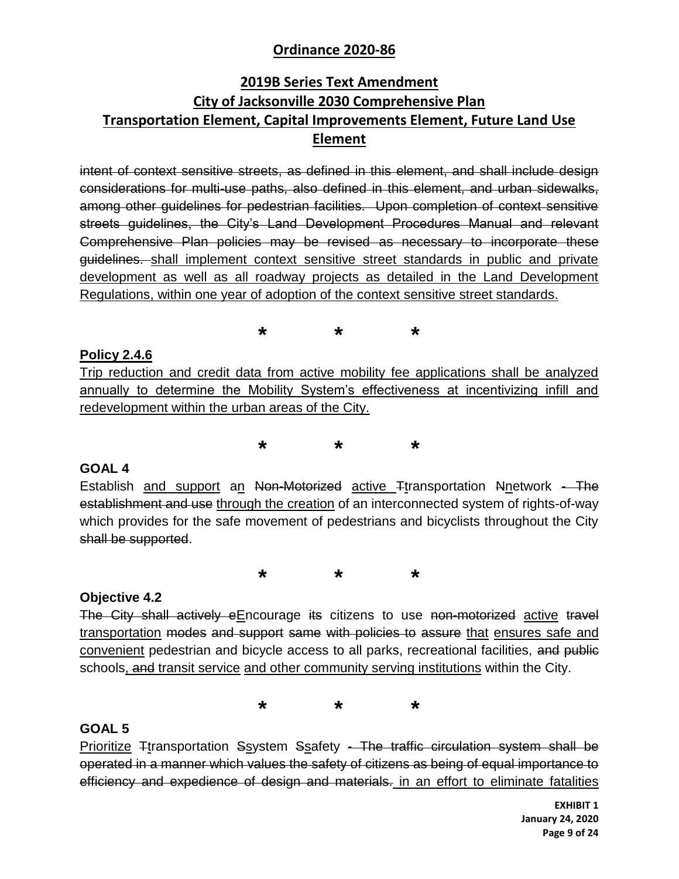~~intent of context sensitive streets, as defined in this element, and shall include design considerations for multi-use paths, also defined in this element, and urban sidewalks, among other guidelines for pedestrian facilities. Upon completion of context sensitive streets guidelines, the City's Land Development Procedures Manual and relevant Comprehensive Plan policies may be revised as necessary to incorporate these guidelines.~~ <u>shall implement context sensitive street standards in public and private development as well as all roadway projects as detailed in the Land Development Regulations, within one year of adoption of the context sensitive street standards.</u>

\* \* \*

**<u>Policy 2.4.6</u>**

<u>Trip reduction and credit data from active mobility fee applications shall be analyzed annually to determine the Mobility System's effectiveness at incentivizing infill and redevelopment within the urban areas of the City.</u>

\* \* \*

**GOAL 4**

Establish <u>and support</u> a<u>n</u> ~~Non-Motorized~~ <u>active</u> ~~T~~<u>t</u>ransportation ~~N~~<u>n</u>etwork ~~- The establishment and use~~ <u>through the creation</u> of an interconnected system of rights-of-way which provides for the safe movement of pedestrians and bicyclists throughout the City ~~shall be supported~~.

\* \* \*

**Objective 4.2**

~~The City shall actively e~~<u>E</u>ncourage ~~its~~ citizens to use ~~non-motorized~~ <u>active</u> ~~travel~~ <u>transportation</u> ~~modes and support same with policies to assure~~ <u>that</u> <u>ensures safe and convenient</u> pedestrian and bicycle access to all parks, recreational facilities, ~~and public~~ schools<u>,</u> ~~and~~ <u>transit service</u> <u>and other community serving institutions</u> within the City.

\* \* \*

**GOAL 5**

<u>Prioritize</u> ~~T~~<u>t</u>ransportation ~~S~~<u>s</u>ystem ~~S~~<u>s</u>afety ~~- The traffic circulation system shall be operated in a manner which values the safety of citizens as being of equal importance to efficiency and expedience of design and materials.~~ <u>in an effort to eliminate fatalities</u>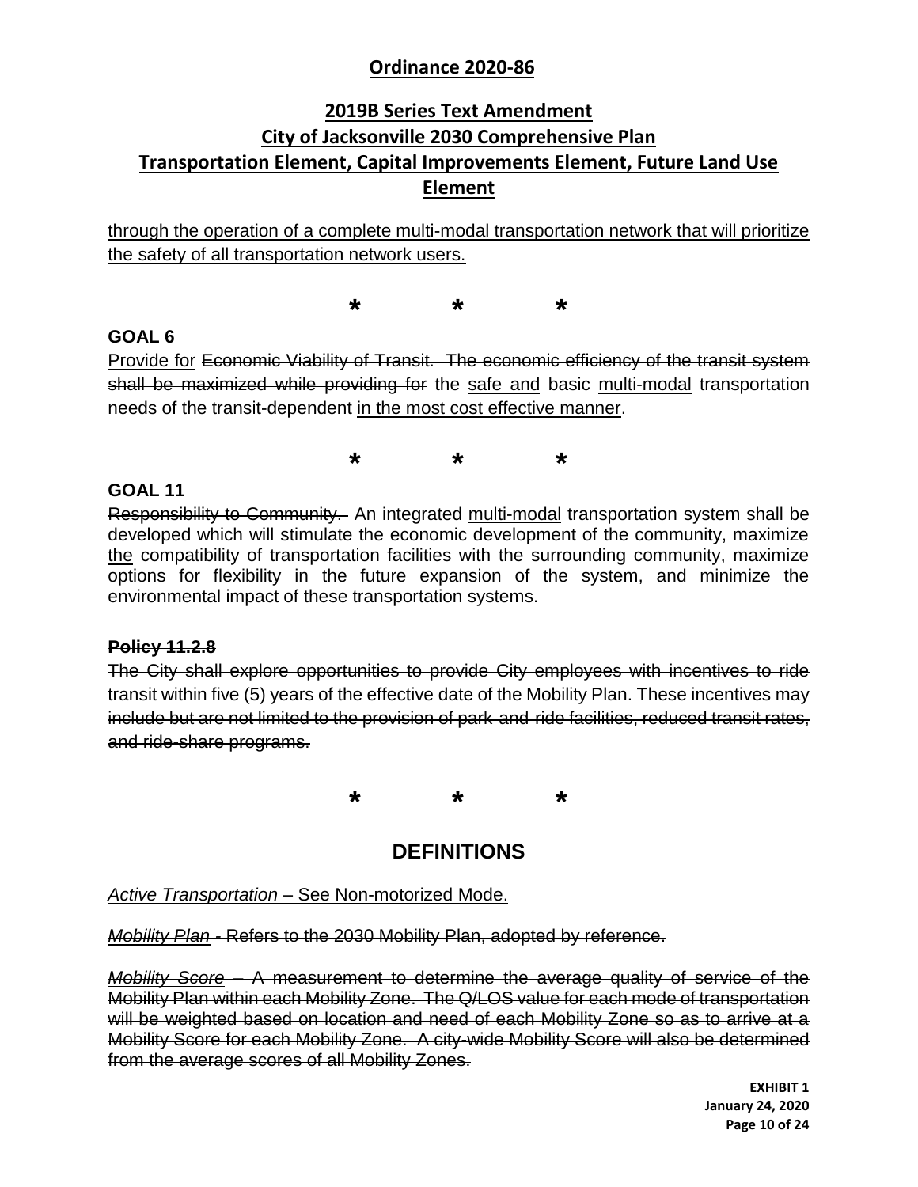<u>through the operation of a complete multi-modal transportation network that will prioritize the safety of all transportation network users.</u>

\*　　　　\*　　　　\*

**GOAL 6**

<u>Provide for</u> ~~Economic Viability of Transit. The economic efficiency of the transit system shall be maximized while providing for~~ the <u>safe and</u> basic <u>multi-modal</u> transportation needs of the transit-dependent <u>in the most cost effective manner</u>.

\*　　　　\*　　　　\*

**GOAL 11**

~~Responsibility to Community.~~ An integrated <u>multi-modal</u> transportation system shall be developed which will stimulate the economic development of the community, maximize <u>the</u> compatibility of transportation facilities with the surrounding community, maximize options for flexibility in the future expansion of the system, and minimize the environmental impact of these transportation systems.

~~**Policy 11.2.8**~~

~~The City shall explore opportunities to provide City employees with incentives to ride transit within five (5) years of the effective date of the Mobility Plan. These incentives may include but are not limited to the provision of park-and-ride facilities, reduced transit rates, and ride-share programs.~~

\*　　　　\*　　　　\*

## DEFINITIONS

<u>*Active Transportation* – See Non-motorized Mode.</u>

~~*Mobility Plan* - Refers to the 2030 Mobility Plan, adopted by reference.~~

~~*Mobility Score* – A measurement to determine the average quality of service of the Mobility Plan within each Mobility Zone. The Q/LOS value for each mode of transportation will be weighted based on location and need of each Mobility Zone so as to arrive at a Mobility Score for each Mobility Zone. A city-wide Mobility Score will also be determined from the average scores of all Mobility Zones.~~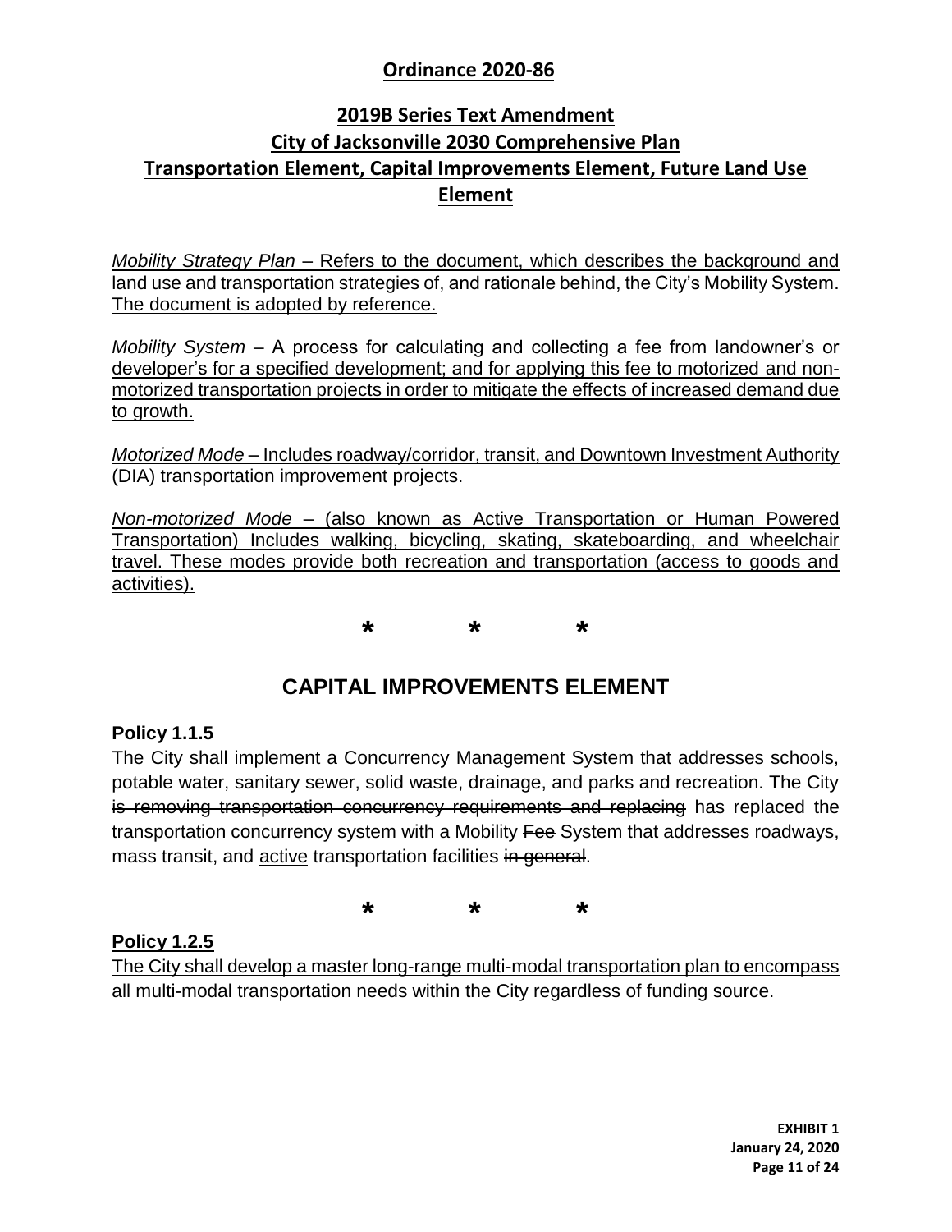*<u>Mobility Strategy Plan</u>* <u>– Refers to the document, which describes the background and land use and transportation strategies of, and rationale behind, the City's Mobility System. The document is adopted by reference.</u>

*<u>Mobility System</u>* <u>– A process for calculating and collecting a fee from landowner's or developer's for a specified development; and for applying this fee to motorized and non-motorized transportation projects in order to mitigate the effects of increased demand due to growth.</u>

*<u>Motorized Mode</u>* <u>– Includes roadway/corridor, transit, and Downtown Investment Authority (DIA) transportation improvement projects.</u>

*<u>Non-motorized Mode</u>* <u>– (also known as Active Transportation or Human Powered Transportation) Includes walking, bicycling, skating, skateboarding, and wheelchair travel. These modes provide both recreation and transportation (access to goods and activities).</u>

\*  \*  \*

## CAPITAL IMPROVEMENTS ELEMENT

**Policy 1.1.5**

The City shall implement a Concurrency Management System that addresses schools, potable water, sanitary sewer, solid waste, drainage, and parks and recreation. The City ~~is removing transportation concurrency requirements and replacing~~ <u>has replaced</u> the transportation concurrency system with a Mobility ~~Fee~~ System that addresses roadways, mass transit, and <u>active</u> transportation facilities ~~in general~~.

\*  \*  \*

**<u>Policy 1.2.5</u>**

<u>The City shall develop a master long-range multi-modal transportation plan to encompass all multi-modal transportation needs within the City regardless of funding source.</u>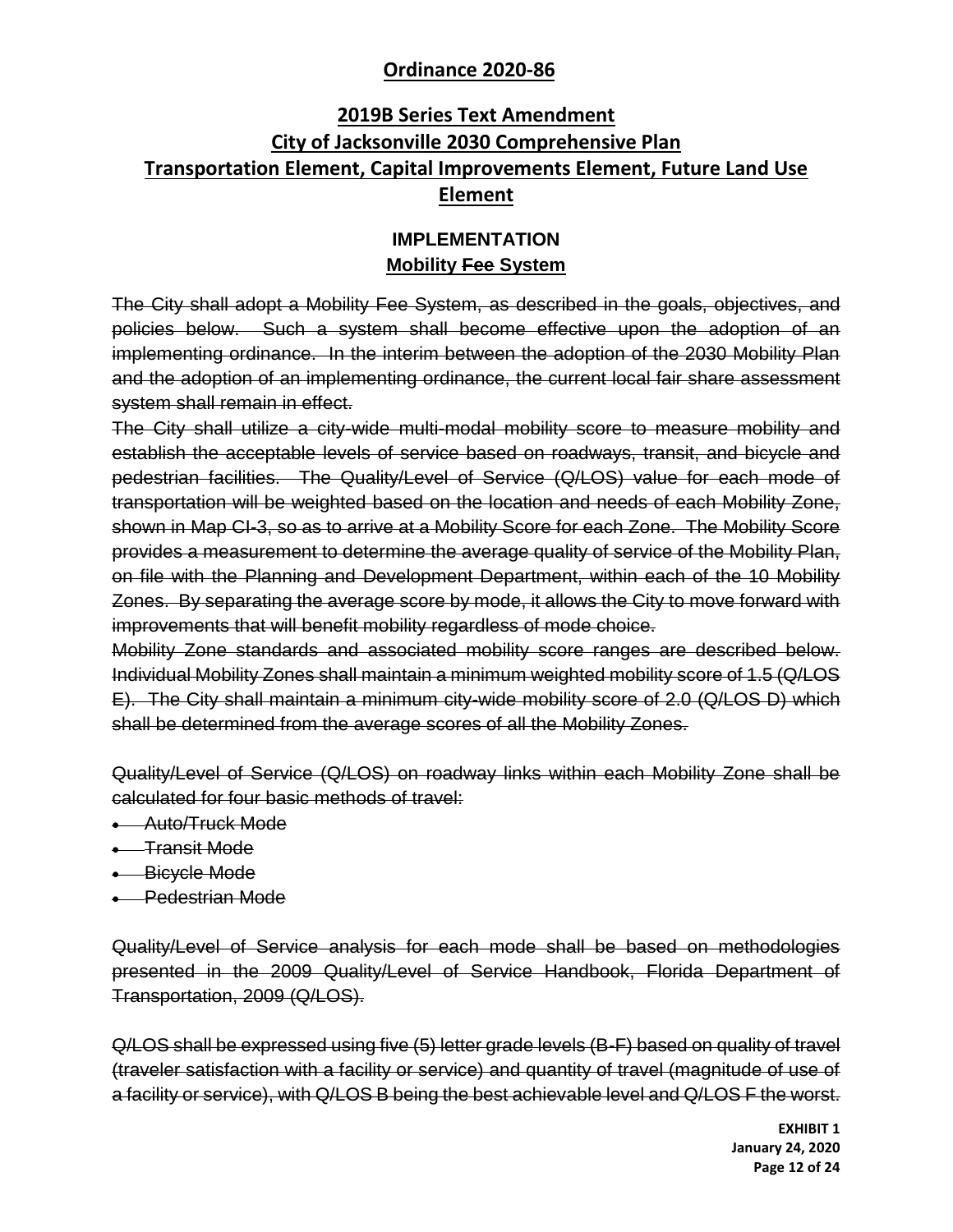## Ordinance 2020-86

## 2019B Series Text Amendment
## City of Jacksonville 2030 Comprehensive Plan
## Transportation Element, Capital Improvements Element, Future Land Use Element

### IMPLEMENTATION
### Mobility ~~Fee~~ System

~~The City shall adopt a Mobility Fee System, as described in the goals, objectives, and policies below. Such a system shall become effective upon the adoption of an implementing ordinance. In the interim between the adoption of the 2030 Mobility Plan and the adoption of an implementing ordinance, the current local fair share assessment system shall remain in effect.~~

~~The City shall utilize a city-wide multi-modal mobility score to measure mobility and establish the acceptable levels of service based on roadways, transit, and bicycle and pedestrian facilities. The Quality/Level of Service (Q/LOS) value for each mode of transportation will be weighted based on the location and needs of each Mobility Zone, shown in Map CI-3, so as to arrive at a Mobility Score for each Zone. The Mobility Score provides a measurement to determine the average quality of service of the Mobility Plan, on file with the Planning and Development Department, within each of the 10 Mobility Zones. By separating the average score by mode, it allows the City to move forward with improvements that will benefit mobility regardless of mode choice.~~

~~Mobility Zone standards and associated mobility score ranges are described below. Individual Mobility Zones shall maintain a minimum weighted mobility score of 1.5 (Q/LOS E). The City shall maintain a minimum city-wide mobility score of 2.0 (Q/LOS D) which shall be determined from the average scores of all the Mobility Zones.~~

~~Quality/Level of Service (Q/LOS) on roadway links within each Mobility Zone shall be calculated for four basic methods of travel:~~

- ~~Auto/Truck Mode~~
- ~~Transit Mode~~
- ~~Bicycle Mode~~
- ~~Pedestrian Mode~~

~~Quality/Level of Service analysis for each mode shall be based on methodologies presented in the 2009 Quality/Level of Service Handbook, Florida Department of Transportation, 2009 (Q/LOS).~~

~~Q/LOS shall be expressed using five (5) letter grade levels (B-F) based on quality of travel (traveler satisfaction with a facility or service) and quantity of travel (magnitude of use of a facility or service), with Q/LOS B being the best achievable level and Q/LOS F the worst.~~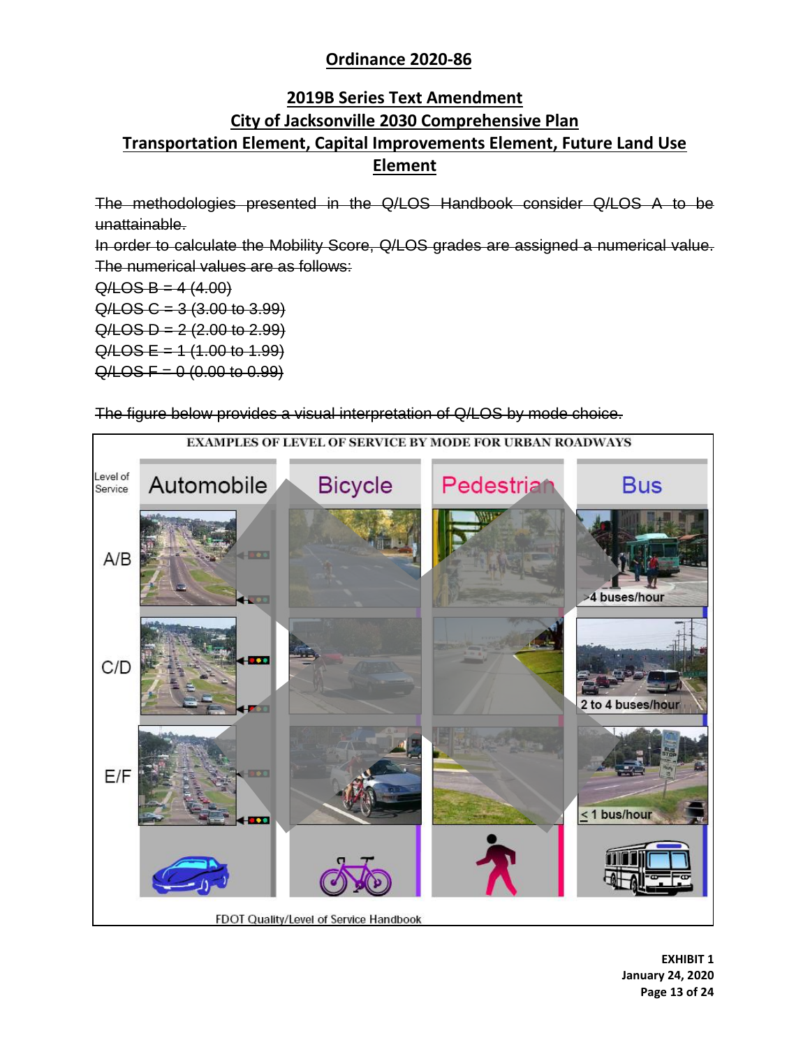## Ordinance 2020-86

## 2019B Series Text Amendment
## City of Jacksonville 2030 Comprehensive Plan
## Transportation Element, Capital Improvements Element, Future Land Use Element

~~The methodologies presented in the Q/LOS Handbook consider Q/LOS A to be unattainable.~~

~~In order to calculate the Mobility Score, Q/LOS grades are assigned a numerical value. The numerical values are as follows:~~

~~Q/LOS B = 4 (4.00)~~
~~Q/LOS C = 3 (3.00 to 3.99)~~
~~Q/LOS D = 2 (2.00 to 2.99)~~
~~Q/LOS E = 1 (1.00 to 1.99)~~
~~Q/LOS F = 0 (0.00 to 0.99)~~

~~The figure below provides a visual interpretation of Q/LOS by mode choice.~~

EXAMPLES OF LEVEL OF SERVICE BY MODE FOR URBAN ROADWAYS

| Level of Service | Automobile | Bicycle | Pedestrian | Bus |
|---|---|---|---|---|
| A/B | | | | >4 buses/hour |
| C/D | | | | 2 to 4 buses/hour |
| E/F | | | | ≤ 1 bus/hour |

FDOT Quality/Level of Service Handbook

**EXHIBIT 1**
**January 24, 2020**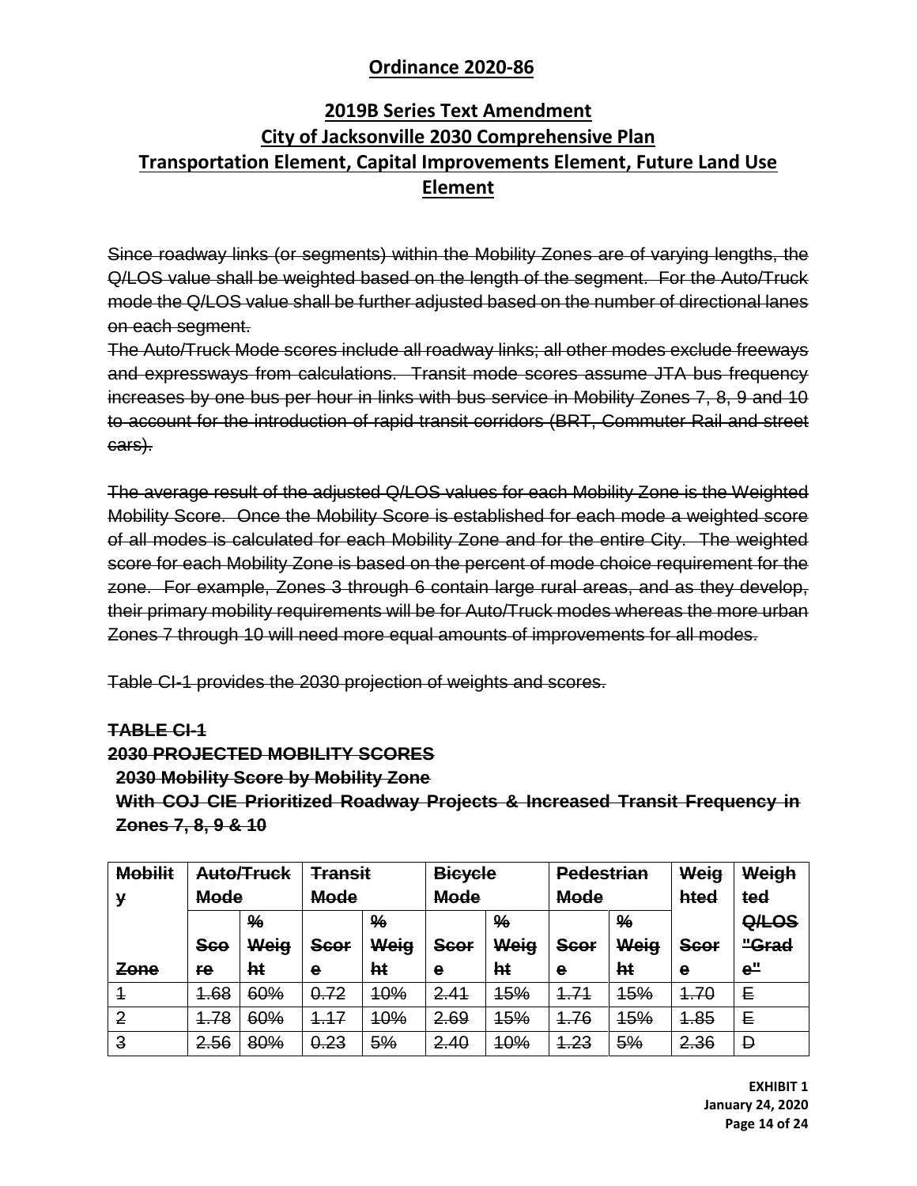## Ordinance 2020-86

## 2019B Series Text Amendment
## City of Jacksonville 2030 Comprehensive Plan
## Transportation Element, Capital Improvements Element, Future Land Use Element

~~Since roadway links (or segments) within the Mobility Zones are of varying lengths, the Q/LOS value shall be weighted based on the length of the segment. For the Auto/Truck mode the Q/LOS value shall be further adjusted based on the number of directional lanes on each segment.~~

~~The Auto/Truck Mode scores include all roadway links; all other modes exclude freeways and expressways from calculations. Transit mode scores assume JTA bus frequency increases by one bus per hour in links with bus service in Mobility Zones 7, 8, 9 and 10 to account for the introduction of rapid transit corridors (BRT, Commuter Rail and street cars).~~

~~The average result of the adjusted Q/LOS values for each Mobility Zone is the Weighted Mobility Score. Once the Mobility Score is established for each mode a weighted score of all modes is calculated for each Mobility Zone and for the entire City. The weighted score for each Mobility Zone is based on the percent of mode choice requirement for the zone. For example, Zones 3 through 6 contain large rural areas, and as they develop, their primary mobility requirements will be for Auto/Truck modes whereas the more urban Zones 7 through 10 will need more equal amounts of improvements for all modes.~~

~~Table CI-1 provides the 2030 projection of weights and scores.~~

**~~TABLE CI-1~~**

**~~2030 PROJECTED MOBILITY SCORES~~**

**~~2030 Mobility Score by Mobility Zone~~**

**~~With COJ CIE Prioritized Roadway Projects & Increased Transit Frequency in Zones 7, 8, 9 & 10~~**

| ~~Mobility~~ | ~~Auto/Truck Mode~~ | | ~~Transit Mode~~ | | ~~Bicycle Mode~~ | | ~~Pedestrian Mode~~ | | ~~Weighted~~ | ~~Weighted~~ |
|---|---|---|---|---|---|---|---|---|---|---|
| ~~Zone~~ | ~~Score~~ | ~~% Weight~~ | ~~Score~~ | ~~% Weight~~ | ~~Score~~ | ~~% Weight~~ | ~~Score~~ | ~~% Weight~~ | ~~Score~~ | ~~Q/LOS "Grade"~~ |
| ~~1~~ | ~~1.68~~ | ~~60%~~ | ~~0.72~~ | ~~10%~~ | ~~2.41~~ | ~~15%~~ | ~~1.71~~ | ~~15%~~ | ~~1.70~~ | ~~E~~ |
| ~~2~~ | ~~1.78~~ | ~~60%~~ | ~~1.17~~ | ~~10%~~ | ~~2.69~~ | ~~15%~~ | ~~1.76~~ | ~~15%~~ | ~~1.85~~ | ~~E~~ |
| ~~3~~ | ~~2.56~~ | ~~80%~~ | ~~0.23~~ | ~~5%~~ | ~~2.40~~ | ~~10%~~ | ~~1.23~~ | ~~5%~~ | ~~2.36~~ | ~~D~~ |

**EXHIBIT 1**
**January 24, 2020**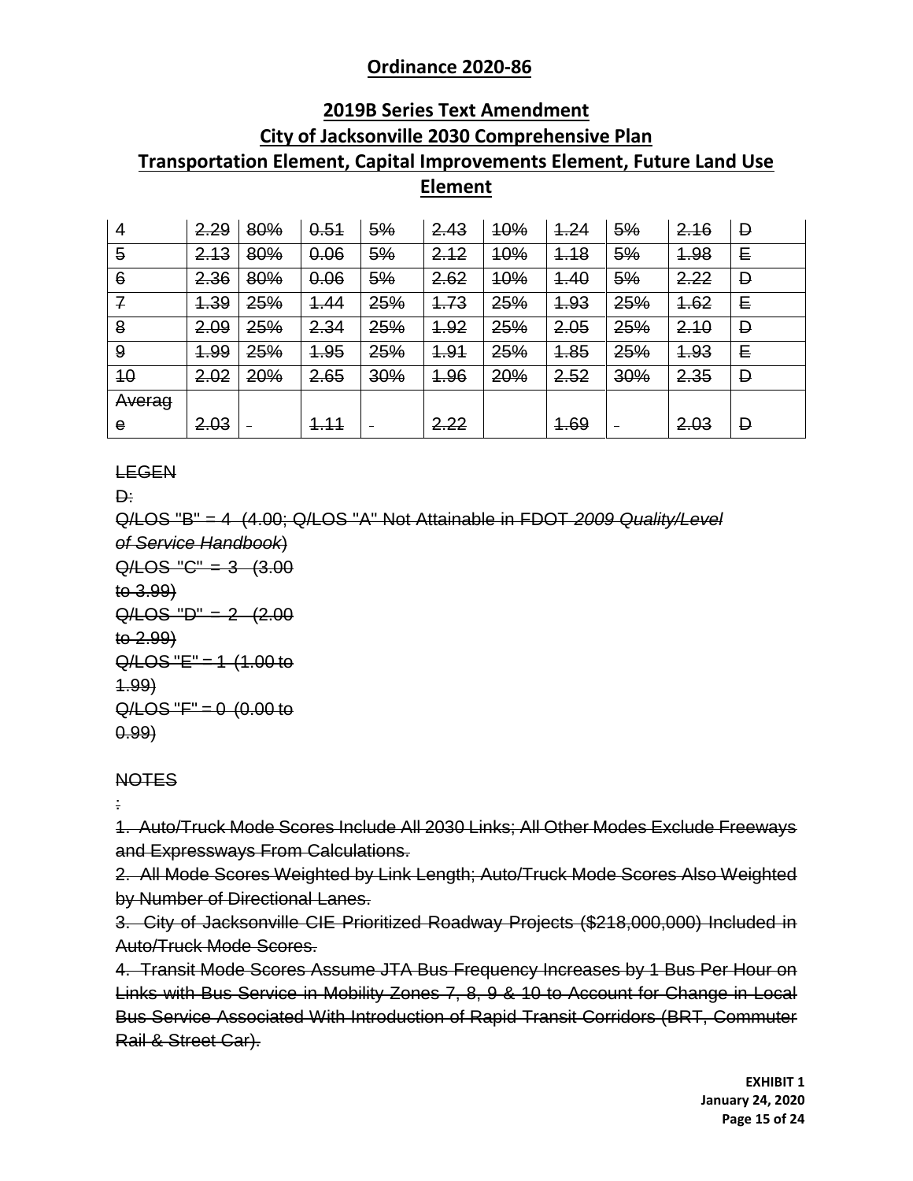## Ordinance 2020-86

## 2019B Series Text Amendment

## City of Jacksonville 2030 Comprehensive Plan

## Transportation Element, Capital Improvements Element, Future Land Use Element

| | | | | | | | | | | |
|---|---|---|---|---|---|---|---|---|---|---|
| ~~4~~ | ~~2.29~~ | ~~80%~~ | ~~0.51~~ | ~~5%~~ | ~~2.43~~ | ~~10%~~ | ~~1.24~~ | ~~5%~~ | ~~2.16~~ | ~~D~~ |
| ~~5~~ | ~~2.13~~ | ~~80%~~ | ~~0.06~~ | ~~5%~~ | ~~2.12~~ | ~~10%~~ | ~~1.18~~ | ~~5%~~ | ~~1.98~~ | ~~E~~ |
| ~~6~~ | ~~2.36~~ | ~~80%~~ | ~~0.06~~ | ~~5%~~ | ~~2.62~~ | ~~10%~~ | ~~1.40~~ | ~~5%~~ | ~~2.22~~ | ~~D~~ |
| ~~7~~ | ~~1.39~~ | ~~25%~~ | ~~1.44~~ | ~~25%~~ | ~~1.73~~ | ~~25%~~ | ~~1.93~~ | ~~25%~~ | ~~1.62~~ | ~~E~~ |
| ~~8~~ | ~~2.09~~ | ~~25%~~ | ~~2.34~~ | ~~25%~~ | ~~1.92~~ | ~~25%~~ | ~~2.05~~ | ~~25%~~ | ~~2.10~~ | ~~D~~ |
| ~~9~~ | ~~1.99~~ | ~~25%~~ | ~~1.95~~ | ~~25%~~ | ~~1.91~~ | ~~25%~~ | ~~1.85~~ | ~~25%~~ | ~~1.93~~ | ~~E~~ |
| ~~10~~ | ~~2.02~~ | ~~20%~~ | ~~2.65~~ | ~~30%~~ | ~~1.96~~ | ~~20%~~ | ~~2.52~~ | ~~30%~~ | ~~2.35~~ | ~~D~~ |
| ~~Average~~ | ~~2.03~~ | - | ~~1.11~~ | - | ~~2.22~~ | | ~~1.69~~ | - | ~~2.03~~ | ~~D~~ |

~~LEGEND:~~

~~Q/LOS "B" = 4 (4.00; Q/LOS "A" Not Attainable in FDOT *2009 Quality/Level of Service Handbook*)~~

~~Q/LOS "C" = 3 (3.00 to 3.99)~~

~~Q/LOS "D" = 2 (2.00 to 2.99)~~

~~Q/LOS "E" = 1 (1.00 to 1.99)~~

~~Q/LOS "F" = 0 (0.00 to 0.99)~~

~~NOTES:~~

~~1. Auto/Truck Mode Scores Include All 2030 Links; All Other Modes Exclude Freeways and Expressways From Calculations.~~

~~2. All Mode Scores Weighted by Link Length; Auto/Truck Mode Scores Also Weighted by Number of Directional Lanes.~~

~~3. City of Jacksonville CIE Prioritized Roadway Projects ($218,000,000) Included in Auto/Truck Mode Scores.~~

~~4. Transit Mode Scores Assume JTA Bus Frequency Increases by 1 Bus Per Hour on Links with Bus Service in Mobility Zones 7, 8, 9 & 10 to Account for Change in Local Bus Service Associated With Introduction of Rapid Transit Corridors (BRT, Commuter Rail & Street Car).~~

**EXHIBIT 1**
**January 24, 2020**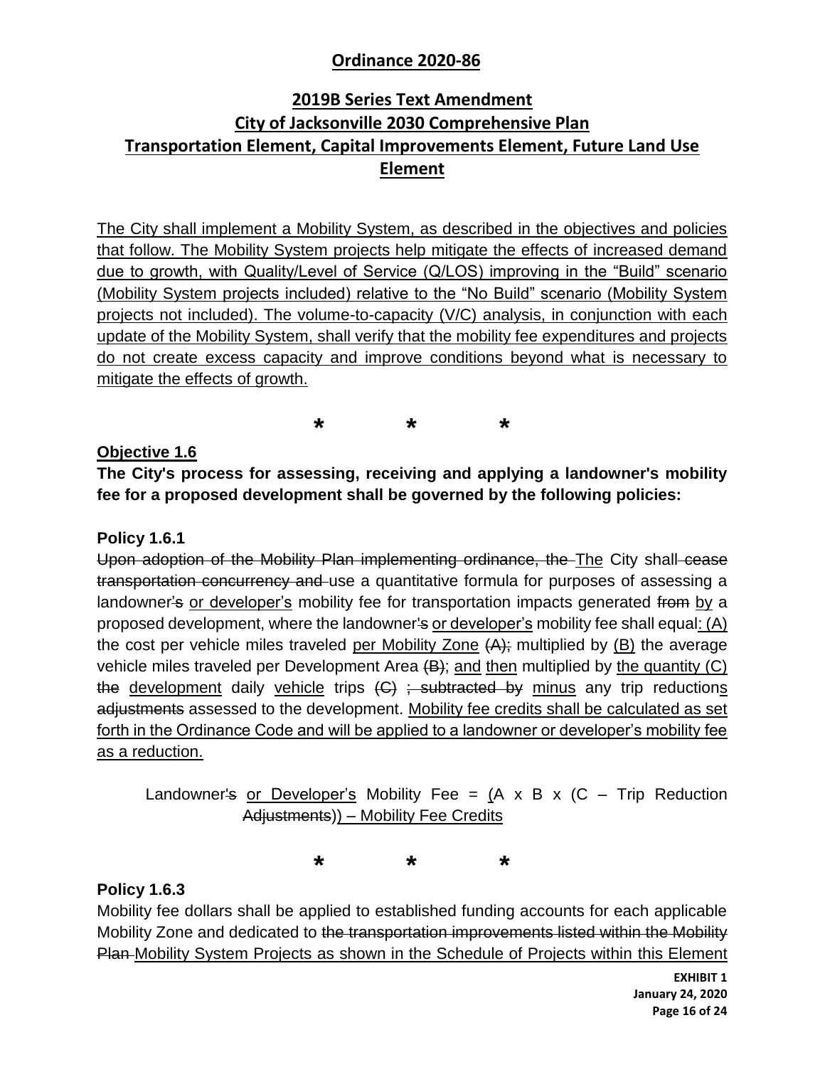## Ordinance 2020-86

## 2019B Series Text Amendment
## City of Jacksonville 2030 Comprehensive Plan
## Transportation Element, Capital Improvements Element, Future Land Use Element

<u>The City shall implement a Mobility System, as described in the objectives and policies that follow. The Mobility System projects help mitigate the effects of increased demand due to growth, with Quality/Level of Service (Q/LOS) improving in the "Build" scenario (Mobility System projects included) relative to the "No Build" scenario (Mobility System projects not included). The volume-to-capacity (V/C) analysis, in conjunction with each update of the Mobility System, shall verify that the mobility fee expenditures and projects do not create excess capacity and improve conditions beyond what is necessary to mitigate the effects of growth.</u>

\* \* \*

**Objective 1.6**

**The City's process for assessing, receiving and applying a landowner's mobility fee for a proposed development shall be governed by the following policies:**

**Policy 1.6.1**

~~Upon adoption of the Mobility Plan implementing ordinance, the~~ <u>The</u> City shall ~~cease transportation concurrency and~~ use a quantitative formula for purposes of assessing a landowner~~'s~~ <u>or developer's</u> mobility fee for transportation impacts generated ~~from~~ <u>by</u> a proposed development, where the landowner~~'s~~ <u>or developer's</u> mobility fee shall equal<u>: (A)</u> the cost per vehicle miles traveled <u>per Mobility Zone</u> ~~(A);~~ multiplied by <u>(B)</u> the average vehicle miles traveled per Development Area ~~(B)~~; <u>and then</u> multiplied by <u>the quantity (C)</u> ~~the~~ <u>development</u> daily <u>vehicle</u> trips ~~(C) ; subtracted by~~ <u>minus</u> any trip reduction<u>s</u> ~~adjustments~~ assessed to the development. <u>Mobility fee credits shall be calculated as set forth in the Ordinance Code and will be applied to a landowner or developer's mobility fee as a reduction.</u>

Landowner~~'s~~ <u>or Developer's</u> Mobility Fee = <u>(</u>A x B x (C – Trip Reduction ~~Adjustments~~)<u>) – Mobility Fee Credits</u>

\* \* \*

**Policy 1.6.3**

Mobility fee dollars shall be applied to established funding accounts for each applicable Mobility Zone and dedicated to ~~the transportation improvements listed within the Mobility Plan~~ <u>Mobility System Projects as shown in the Schedule of Projects within this Element</u>

EXHIBIT 1
January 24, 2020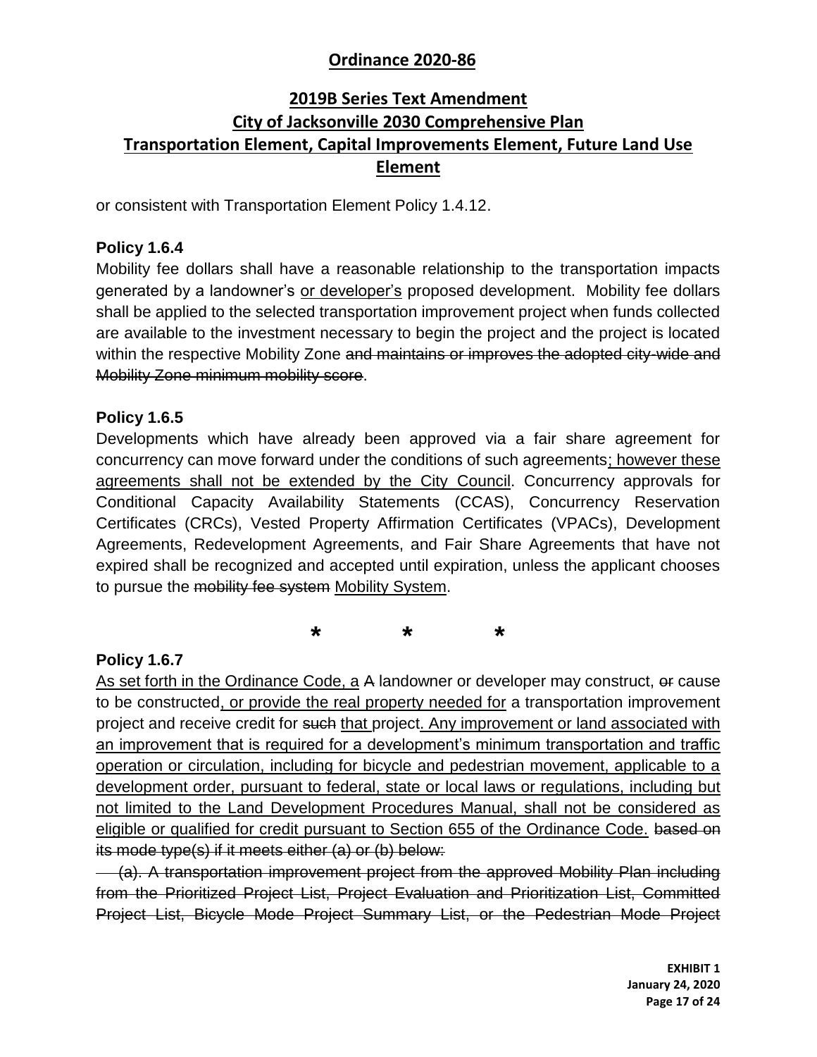or consistent with Transportation Element Policy 1.4.12.

**Policy 1.6.4**

Mobility fee dollars shall have a reasonable relationship to the transportation impacts generated by a landowner's <u>or developer's</u> proposed development. Mobility fee dollars shall be applied to the selected transportation improvement project when funds collected are available to the investment necessary to begin the project and the project is located within the respective Mobility Zone ~~and maintains or improves the adopted city-wide and Mobility Zone minimum mobility score~~.

**Policy 1.6.5**

Developments which have already been approved via a fair share agreement for concurrency can move forward under the conditions of such agreements<u>; however these agreements shall not be extended by the City Council</u>. Concurrency approvals for Conditional Capacity Availability Statements (CCAS), Concurrency Reservation Certificates (CRCs), Vested Property Affirmation Certificates (VPACs), Development Agreements, Redevelopment Agreements, and Fair Share Agreements that have not expired shall be recognized and accepted until expiration, unless the applicant chooses to pursue the ~~mobility fee system~~ <u>Mobility System</u>.

\* \* \*

**Policy 1.6.7**

<u>As set forth in the Ordinance Code, a</u> ~~A~~ landowner or developer may construct, ~~or~~ cause to be constructed<u>, or provide the real property needed for</u> a transportation improvement project and receive credit for ~~such~~ <u>that</u> project<u>. Any improvement or land associated with an improvement that is required for a development's minimum transportation and traffic operation or circulation, including for bicycle and pedestrian movement, applicable to a development order, pursuant to federal, state or local laws or regulations, including but not limited to the Land Development Procedures Manual, shall not be considered as eligible or qualified for credit pursuant to Section 655 of the Ordinance Code.</u> ~~based on its mode type(s) if it meets either (a) or (b) below:~~

~~(a). A transportation improvement project from the approved Mobility Plan including from the Prioritized Project List, Project Evaluation and Prioritization List, Committed Project List, Bicycle Mode Project Summary List, or the Pedestrian Mode Project~~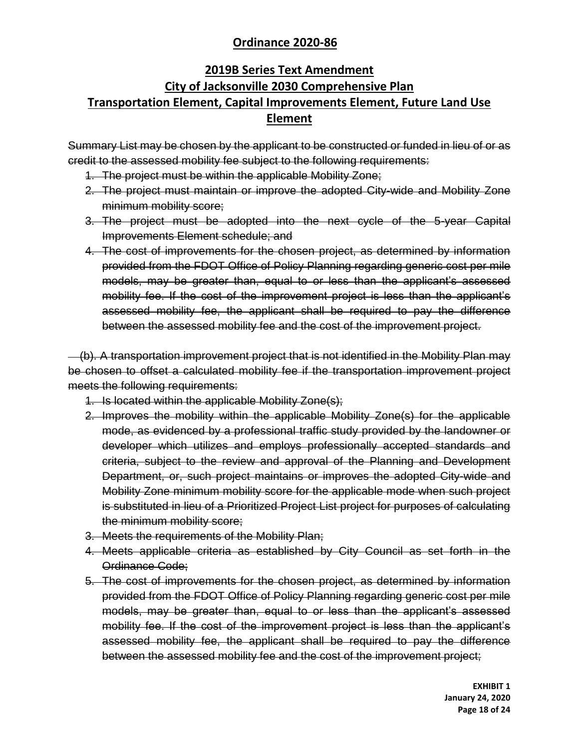## Ordinance 2020-86

## 2019B Series Text Amendment
## City of Jacksonville 2030 Comprehensive Plan
## Transportation Element, Capital Improvements Element, Future Land Use Element

~~Summary List may be chosen by the applicant to be constructed or funded in lieu of or as credit to the assessed mobility fee subject to the following requirements:~~

1. ~~The project must be within the applicable Mobility Zone;~~
2. ~~The project must maintain or improve the adopted City-wide and Mobility Zone minimum mobility score;~~
3. ~~The project must be adopted into the next cycle of the 5-year Capital Improvements Element schedule; and~~
4. ~~The cost of improvements for the chosen project, as determined by information provided from the FDOT Office of Policy Planning regarding generic cost per mile models, may be greater than, equal to or less than the applicant's assessed mobility fee. If the cost of the improvement project is less than the applicant's assessed mobility fee, the applicant shall be required to pay the difference between the assessed mobility fee and the cost of the improvement project.~~

~~(b). A transportation improvement project that is not identified in the Mobility Plan may be chosen to offset a calculated mobility fee if the transportation improvement project meets the following requirements:~~

1. ~~Is located within the applicable Mobility Zone(s);~~
2. ~~Improves the mobility within the applicable Mobility Zone(s) for the applicable mode, as evidenced by a professional traffic study provided by the landowner or developer which utilizes and employs professionally accepted standards and criteria, subject to the review and approval of the Planning and Development Department, or, such project maintains or improves the adopted City-wide and Mobility Zone minimum mobility score for the applicable mode when such project is substituted in lieu of a Prioritized Project List project for purposes of calculating the minimum mobility score;~~
3. ~~Meets the requirements of the Mobility Plan;~~
4. ~~Meets applicable criteria as established by City Council as set forth in the Ordinance Code;~~
5. ~~The cost of improvements for the chosen project, as determined by information provided from the FDOT Office of Policy Planning regarding generic cost per mile models, may be greater than, equal to or less than the applicant's assessed mobility fee. If the cost of the improvement project is less than the applicant's assessed mobility fee, the applicant shall be required to pay the difference between the assessed mobility fee and the cost of the improvement project;~~

**EXHIBIT 1**
**January 24, 2020**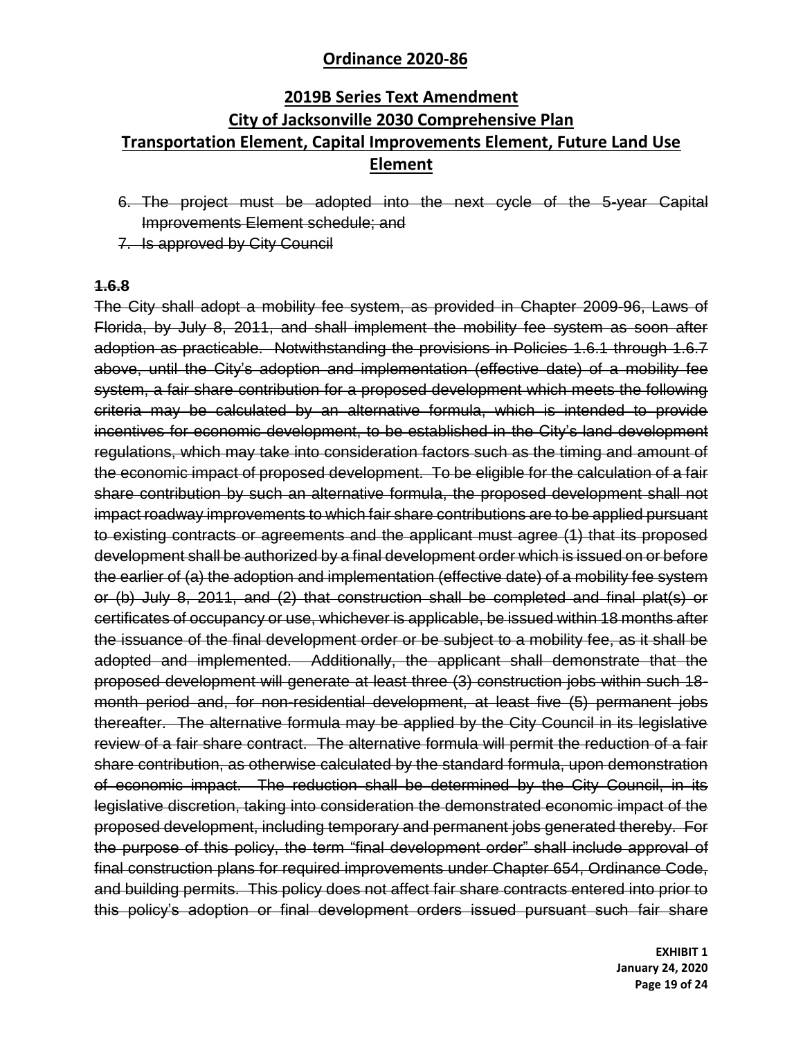## Ordinance 2020-86

## 2019B Series Text Amendment
## City of Jacksonville 2030 Comprehensive Plan
## Transportation Element, Capital Improvements Element, Future Land Use Element

6. ~~The project must be adopted into the next cycle of the 5-year Capital Improvements Element schedule; and~~
7. ~~Is approved by City Council~~

**~~1.6.8~~**

~~The City shall adopt a mobility fee system, as provided in Chapter 2009-96, Laws of Florida, by July 8, 2011, and shall implement the mobility fee system as soon after adoption as practicable. Notwithstanding the provisions in Policies 1.6.1 through 1.6.7 above, until the City's adoption and implementation (effective date) of a mobility fee system, a fair share contribution for a proposed development which meets the following criteria may be calculated by an alternative formula, which is intended to provide incentives for economic development, to be established in the City's land development regulations, which may take into consideration factors such as the timing and amount of the economic impact of proposed development. To be eligible for the calculation of a fair share contribution by such an alternative formula, the proposed development shall not impact roadway improvements to which fair share contributions are to be applied pursuant to existing contracts or agreements and the applicant must agree (1) that its proposed development shall be authorized by a final development order which is issued on or before the earlier of (a) the adoption and implementation (effective date) of a mobility fee system or (b) July 8, 2011, and (2) that construction shall be completed and final plat(s) or certificates of occupancy or use, whichever is applicable, be issued within 18 months after the issuance of the final development order or be subject to a mobility fee, as it shall be adopted and implemented. Additionally, the applicant shall demonstrate that the proposed development will generate at least three (3) construction jobs within such 18-month period and, for non-residential development, at least five (5) permanent jobs thereafter. The alternative formula may be applied by the City Council in its legislative review of a fair share contract. The alternative formula will permit the reduction of a fair share contribution, as otherwise calculated by the standard formula, upon demonstration of economic impact. The reduction shall be determined by the City Council, in its legislative discretion, taking into consideration the demonstrated economic impact of the proposed development, including temporary and permanent jobs generated thereby. For the purpose of this policy, the term "final development order" shall include approval of final construction plans for required improvements under Chapter 654, Ordinance Code, and building permits. This policy does not affect fair share contracts entered into prior to this policy's adoption or final development orders issued pursuant such fair share~~

**EXHIBIT 1**
**January 24, 2020**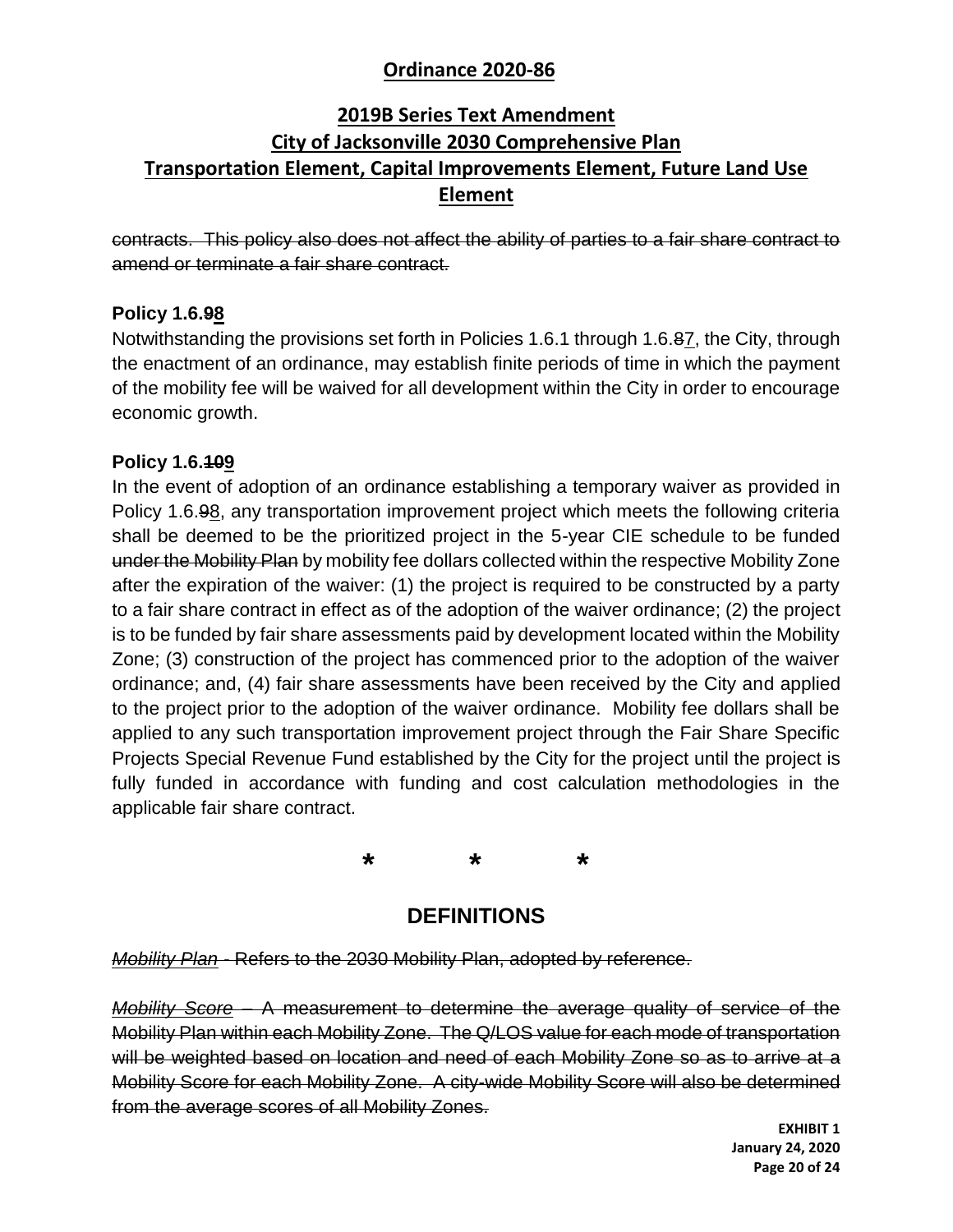## Ordinance 2020-86

## 2019B Series Text Amendment
## City of Jacksonville 2030 Comprehensive Plan
## Transportation Element, Capital Improvements Element, Future Land Use Element

~~contracts. This policy also does not affect the ability of parties to a fair share contract to amend or terminate a fair share contract.~~

### Policy 1.6.~~9~~8

Notwithstanding the provisions set forth in Policies 1.6.1 through 1.6.~~8~~7, the City, through the enactment of an ordinance, may establish finite periods of time in which the payment of the mobility fee will be waived for all development within the City in order to encourage economic growth.

### Policy 1.6.~~10~~9

In the event of adoption of an ordinance establishing a temporary waiver as provided in Policy 1.6.~~9~~8, any transportation improvement project which meets the following criteria shall be deemed to be the prioritized project in the 5-year CIE schedule to be funded ~~under the Mobility Plan~~ by mobility fee dollars collected within the respective Mobility Zone after the expiration of the waiver: (1) the project is required to be constructed by a party to a fair share contract in effect as of the adoption of the waiver ordinance; (2) the project is to be funded by fair share assessments paid by development located within the Mobility Zone; (3) construction of the project has commenced prior to the adoption of the waiver ordinance; and, (4) fair share assessments have been received by the City and applied to the project prior to the adoption of the waiver ordinance. Mobility fee dollars shall be applied to any such transportation improvement project through the Fair Share Specific Projects Special Revenue Fund established by the City for the project until the project is fully funded in accordance with funding and cost calculation methodologies in the applicable fair share contract.

\* \* \*

## DEFINITIONS

~~*Mobility Plan* - Refers to the 2030 Mobility Plan, adopted by reference.~~

~~*Mobility Score* – A measurement to determine the average quality of service of the Mobility Plan within each Mobility Zone. The Q/LOS value for each mode of transportation will be weighted based on location and need of each Mobility Zone so as to arrive at a Mobility Score for each Mobility Zone. A city-wide Mobility Score will also be determined from the average scores of all Mobility Zones.~~

**EXHIBIT 1**
**January 24, 2020**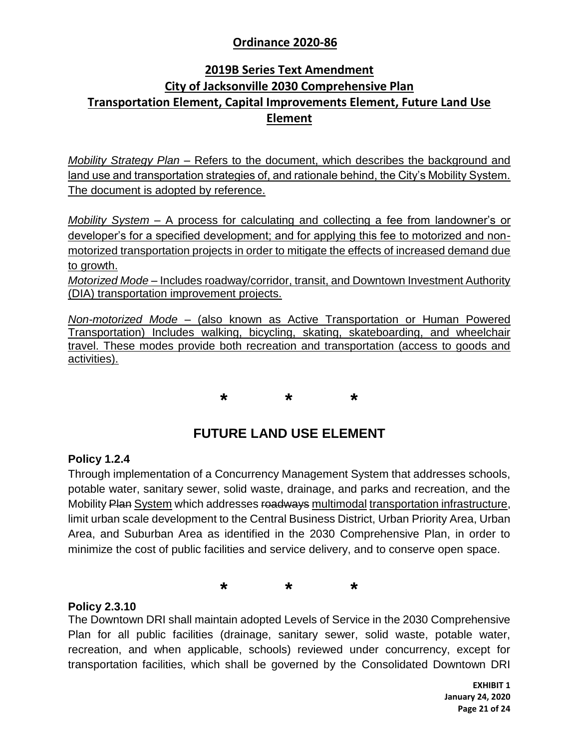<u>*Mobility Strategy Plan* – Refers to the document, which describes the background and land use and transportation strategies of, and rationale behind, the City's Mobility System. The document is adopted by reference.</u>

<u>*Mobility System* – A process for calculating and collecting a fee from landowner's or developer's for a specified development; and for applying this fee to motorized and non-motorized transportation projects in order to mitigate the effects of increased demand due to growth.</u>

<u>*Motorized Mode* – Includes roadway/corridor, transit, and Downtown Investment Authority (DIA) transportation improvement projects.</u>

<u>*Non-motorized Mode* – (also known as Active Transportation or Human Powered Transportation) Includes walking, bicycling, skating, skateboarding, and wheelchair travel. These modes provide both recreation and transportation (access to goods and activities).</u>

\* \* \*

# FUTURE LAND USE ELEMENT

**Policy 1.2.4**

Through implementation of a Concurrency Management System that addresses schools, potable water, sanitary sewer, solid waste, drainage, and parks and recreation, and the Mobility ~~Plan~~ <u>System</u> which addresses ~~roadways~~ <u>multimodal</u> <u>transportation infrastructure</u>, limit urban scale development to the Central Business District, Urban Priority Area, Urban Area, and Suburban Area as identified in the 2030 Comprehensive Plan, in order to minimize the cost of public facilities and service delivery, and to conserve open space.

\* \* \*

**Policy 2.3.10**

The Downtown DRI shall maintain adopted Levels of Service in the 2030 Comprehensive Plan for all public facilities (drainage, sanitary sewer, solid waste, potable water, recreation, and when applicable, schools) reviewed under concurrency, except for transportation facilities, which shall be governed by the Consolidated Downtown DRI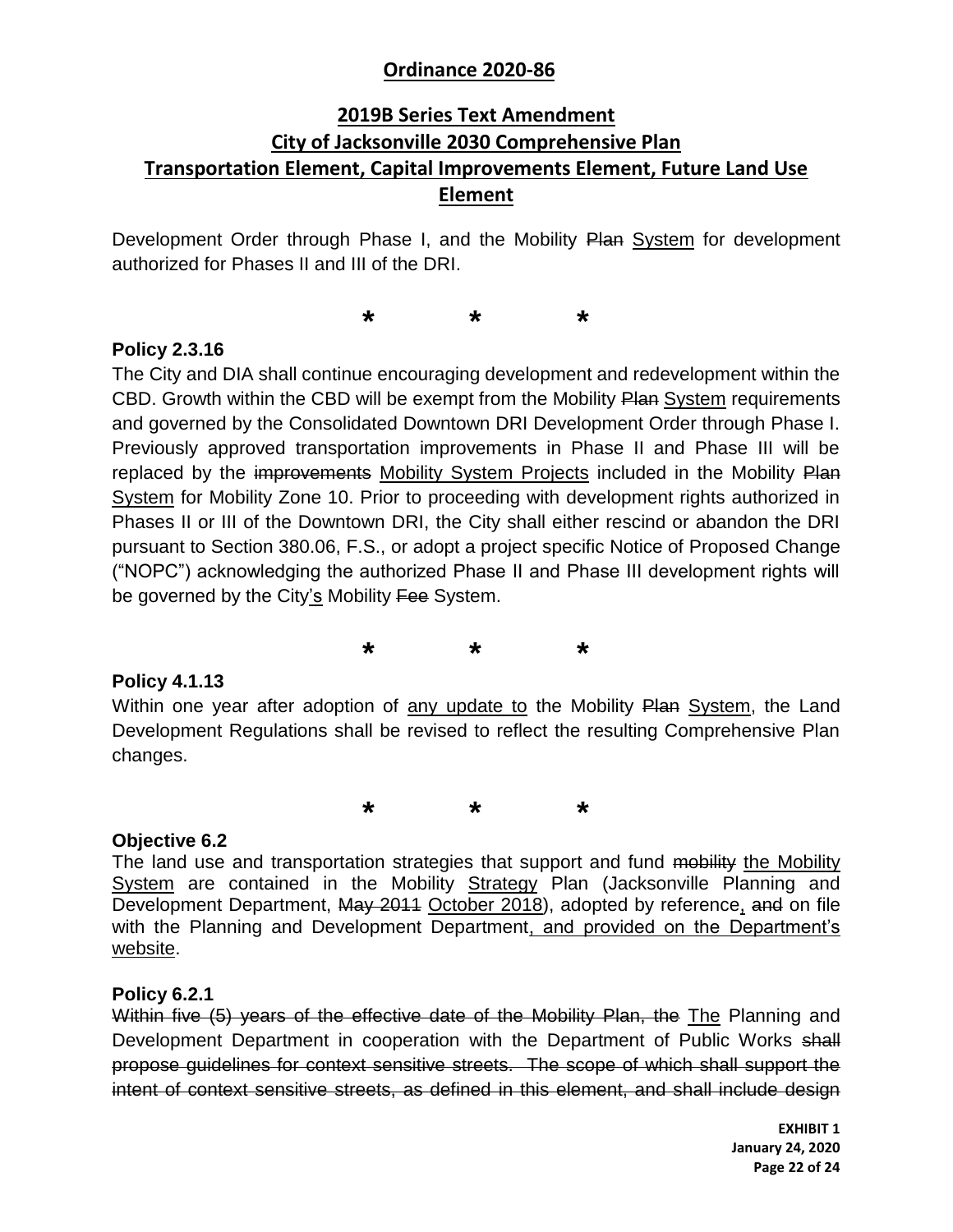Development Order through Phase I, and the Mobility ~~Plan~~ <u>System</u> for development authorized for Phases II and III of the DRI.

\*  \*  \*

**Policy 2.3.16**

The City and DIA shall continue encouraging development and redevelopment within the CBD. Growth within the CBD will be exempt from the Mobility ~~Plan~~ <u>System</u> requirements and governed by the Consolidated Downtown DRI Development Order through Phase I. Previously approved transportation improvements in Phase II and Phase III will be replaced by the ~~improvements~~ <u>Mobility System Projects</u> included in the Mobility ~~Plan~~ <u>System</u> for Mobility Zone 10. Prior to proceeding with development rights authorized in Phases II or III of the Downtown DRI, the City shall either rescind or abandon the DRI pursuant to Section 380.06, F.S., or adopt a project specific Notice of Proposed Change ("NOPC") acknowledging the authorized Phase II and Phase III development rights will be governed by the City<u>'s</u> Mobility ~~Fee~~ System.

\*  \*  \*

**Policy 4.1.13**

Within one year after adoption of <u>any update to</u> the Mobility ~~Plan~~ <u>System</u>, the Land Development Regulations shall be revised to reflect the resulting Comprehensive Plan changes.

\*  \*  \*

**Objective 6.2**

The land use and transportation strategies that support and fund ~~mobility~~ <u>the Mobility System</u> are contained in the Mobility <u>Strategy</u> Plan (Jacksonville Planning and Development Department, ~~May 2011~~ <u>October 2018</u>), adopted by reference<u>,</u> ~~and~~ on file with the Planning and Development Department<u>, and provided on the Department's website</u>.

**Policy 6.2.1**

~~Within five (5) years of the effective date of the Mobility Plan, the~~ <u>The</u> Planning and Development Department in cooperation with the Department of Public Works ~~shall propose guidelines for context sensitive streets. The scope of which shall support the intent of context sensitive streets, as defined in this element, and shall include design~~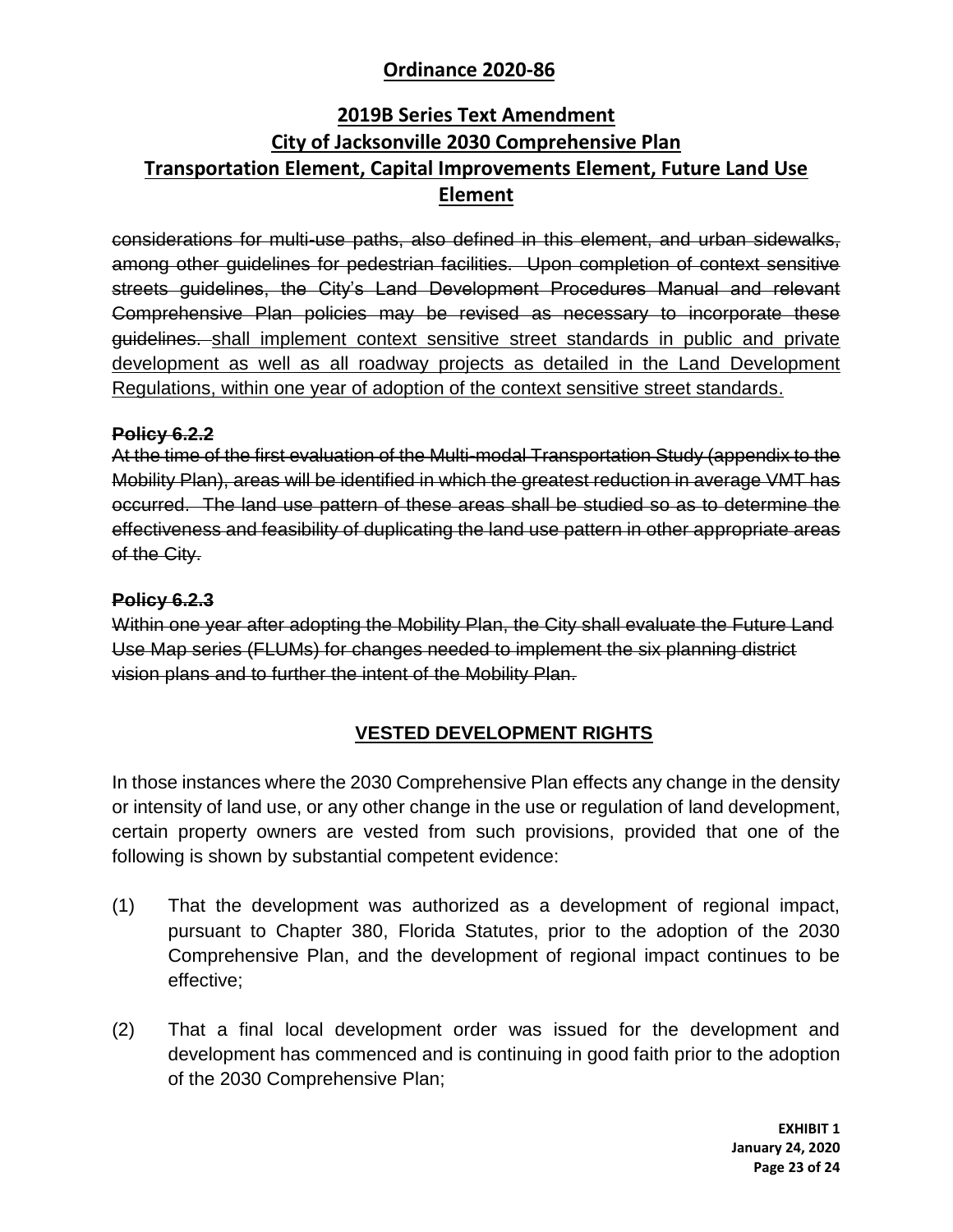~~considerations for multi-use paths, also defined in this element, and urban sidewalks, among other guidelines for pedestrian facilities. Upon completion of context sensitive streets guidelines, the City's Land Development Procedures Manual and relevant Comprehensive Plan policies may be revised as necessary to incorporate these guidelines.~~ <u>shall implement context sensitive street standards in public and private development as well as all roadway projects as detailed in the Land Development Regulations, within one year of adoption of the context sensitive street standards.</u>

~~**Policy 6.2.2**~~

~~At the time of the first evaluation of the Multi-modal Transportation Study (appendix to the Mobility Plan), areas will be identified in which the greatest reduction in average VMT has occurred. The land use pattern of these areas shall be studied so as to determine the effectiveness and feasibility of duplicating the land use pattern in other appropriate areas of the City.~~

~~**Policy 6.2.3**~~

~~Within one year after adopting the Mobility Plan, the City shall evaluate the Future Land Use Map series (FLUMs) for changes needed to implement the six planning district vision plans and to further the intent of the Mobility Plan.~~

## VESTED DEVELOPMENT RIGHTS

In those instances where the 2030 Comprehensive Plan effects any change in the density or intensity of land use, or any other change in the use or regulation of land development, certain property owners are vested from such provisions, provided that one of the following is shown by substantial competent evidence:

(1) That the development was authorized as a development of regional impact, pursuant to Chapter 380, Florida Statutes, prior to the adoption of the 2030 Comprehensive Plan, and the development of regional impact continues to be effective;

(2) That a final local development order was issued for the development and development has commenced and is continuing in good faith prior to the adoption of the 2030 Comprehensive Plan;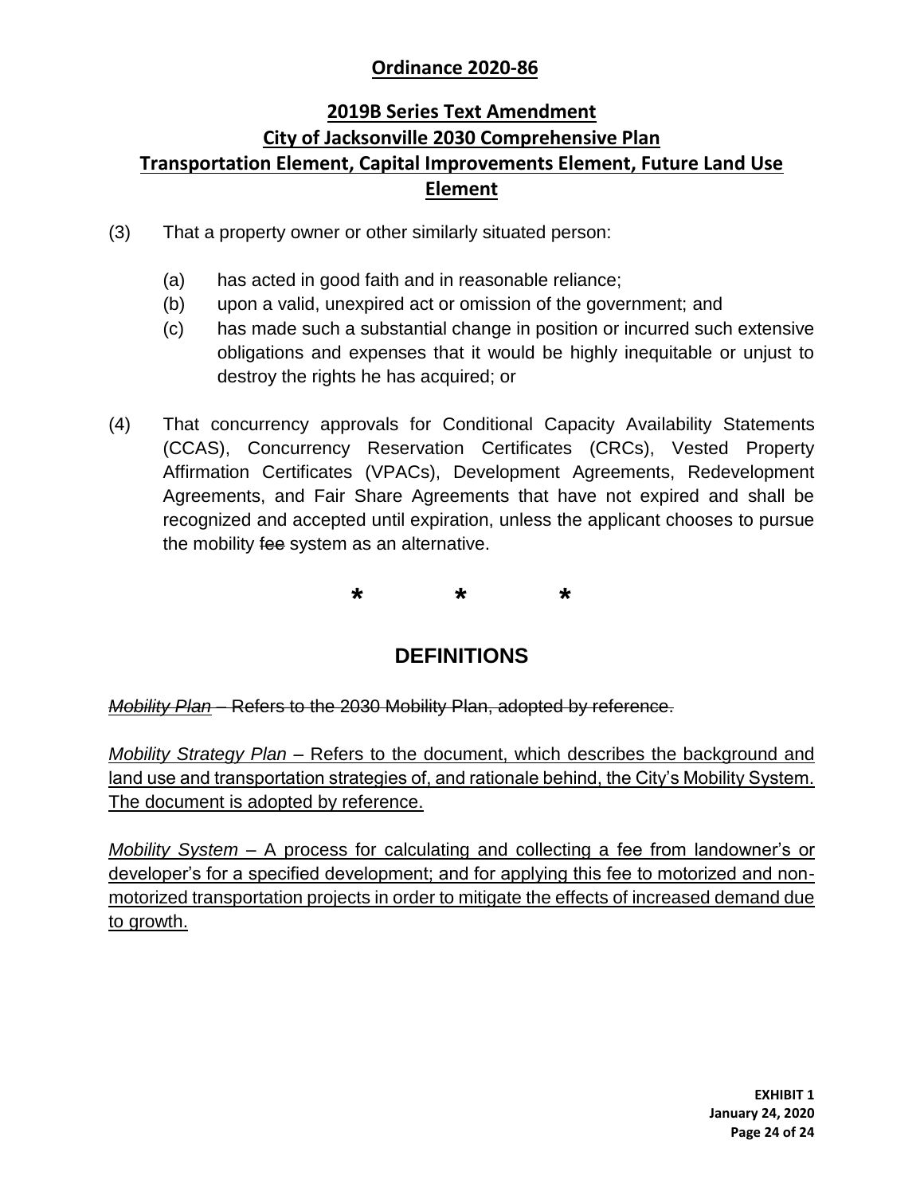(3) That a property owner or other similarly situated person:

   (a) has acted in good faith and in reasonable reliance;
   (b) upon a valid, unexpired act or omission of the government; and
   (c) has made such a substantial change in position or incurred such extensive obligations and expenses that it would be highly inequitable or unjust to destroy the rights he has acquired; or

(4) That concurrency approvals for Conditional Capacity Availability Statements (CCAS), Concurrency Reservation Certificates (CRCs), Vested Property Affirmation Certificates (VPACs), Development Agreements, Redevelopment Agreements, and Fair Share Agreements that have not expired and shall be recognized and accepted until expiration, unless the applicant chooses to pursue the mobility ~~fee~~ system as an alternative.

\* \* \*

## DEFINITIONS

~~*Mobility Plan* – Refers to the 2030 Mobility Plan, adopted by reference.~~

*Mobility Strategy Plan* – <u>Refers to the document, which describes the background and land use and transportation strategies of, and rationale behind, the City's Mobility System. The document is adopted by reference.</u>

*Mobility System* – <u>A process for calculating and collecting a fee from landowner's or developer's for a specified development; and for applying this fee to motorized and non-motorized transportation projects in order to mitigate the effects of increased demand due to growth.</u>